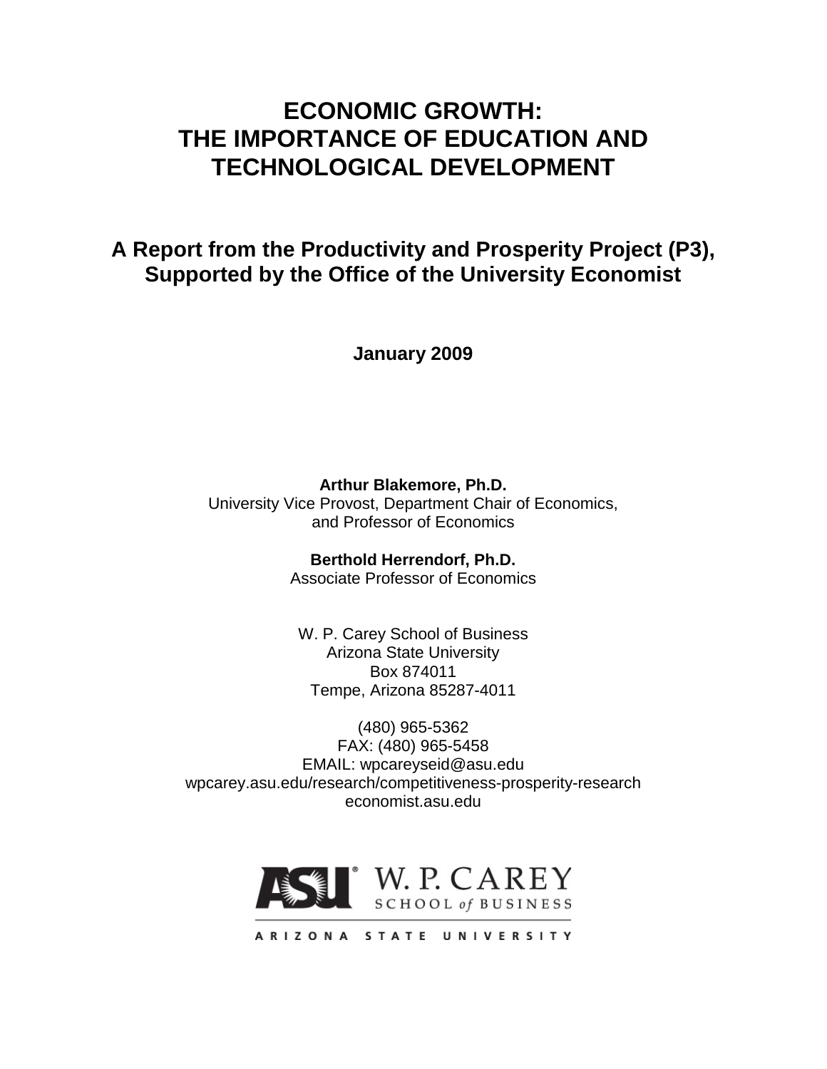# ECONOMIC GROWTH: THE IMPORTANCE OF EDUCATION AND TECHNOLOGICAL DEVELOPMENT

## A Report from the Productivity and Prosperity Project (P3), Supported by the Office of the University Economist

**January 2009**

**Arthur Blakemore, Ph.D.**
University Vice Provost, Department Chair of Economics,
and Professor of Economics

**Berthold Herrendorf, Ph.D.**
Associate Professor of Economics

W. P. Carey School of Business
Arizona State University
Box 874011
Tempe, Arizona 85287-4011

(480) 965-5362
FAX: (480) 965-5458
EMAIL: wpcareyseid@asu.edu
wpcarey.asu.edu/research/competitiveness-prosperity-research
economist.asu.edu

ASU W. P. CAREY SCHOOL of BUSINESS
ARIZONA STATE UNIVERSITY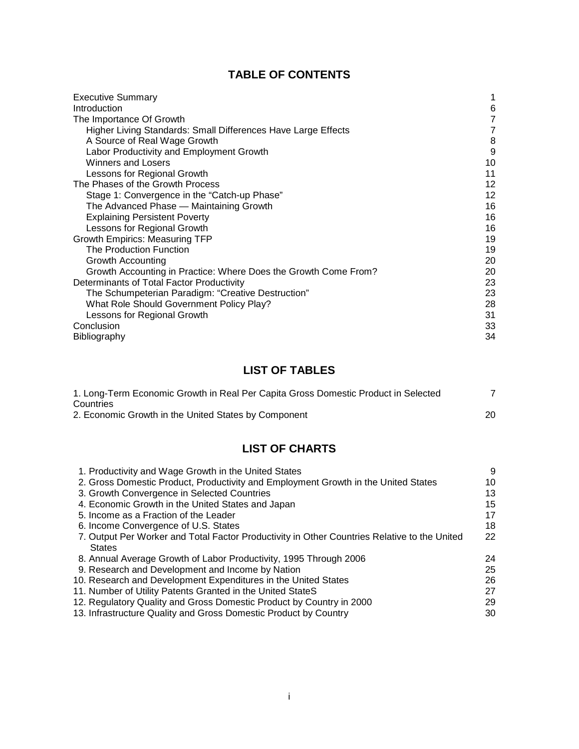## TABLE OF CONTENTS

| | |
|---|---|
| Executive Summary | 1 |
| Introduction | 6 |
| The Importance Of Growth | 7 |
| Higher Living Standards: Small Differences Have Large Effects | 7 |
| A Source of Real Wage Growth | 8 |
| Labor Productivity and Employment Growth | 9 |
| Winners and Losers | 10 |
| Lessons for Regional Growth | 11 |
| The Phases of the Growth Process | 12 |
| Stage 1: Convergence in the “Catch-up Phase” | 12 |
| The Advanced Phase — Maintaining Growth | 16 |
| Explaining Persistent Poverty | 16 |
| Lessons for Regional Growth | 16 |
| Growth Empirics: Measuring TFP | 19 |
| The Production Function | 19 |
| Growth Accounting | 20 |
| Growth Accounting in Practice: Where Does the Growth Come From? | 20 |
| Determinants of Total Factor Productivity | 23 |
| The Schumpeterian Paradigm: “Creative Destruction” | 23 |
| What Role Should Government Policy Play? | 28 |
| Lessons for Regional Growth | 31 |
| Conclusion | 33 |
| Bibliography | 34 |

## LIST OF TABLES

| | |
|---|---|
| 1. Long-Term Economic Growth in Real Per Capita Gross Domestic Product in Selected Countries | 7 |
| 2. Economic Growth in the United States by Component | 20 |

## LIST OF CHARTS

| | |
|---|---|
| 1. Productivity and Wage Growth in the United States | 9 |
| 2. Gross Domestic Product, Productivity and Employment Growth in the United States | 10 |
| 3. Growth Convergence in Selected Countries | 13 |
| 4. Economic Growth in the United States and Japan | 15 |
| 5. Income as a Fraction of the Leader | 17 |
| 6. Income Convergence of U.S. States | 18 |
| 7. Output Per Worker and Total Factor Productivity in Other Countries Relative to the United States | 22 |
| 8. Annual Average Growth of Labor Productivity, 1995 Through 2006 | 24 |
| 9. Research and Development and Income by Nation | 25 |
| 10. Research and Development Expenditures in the United States | 26 |
| 11. Number of Utility Patents Granted in the United StateS | 27 |
| 12. Regulatory Quality and Gross Domestic Product by Country in 2000 | 29 |
| 13. Infrastructure Quality and Gross Domestic Product by Country | 30 |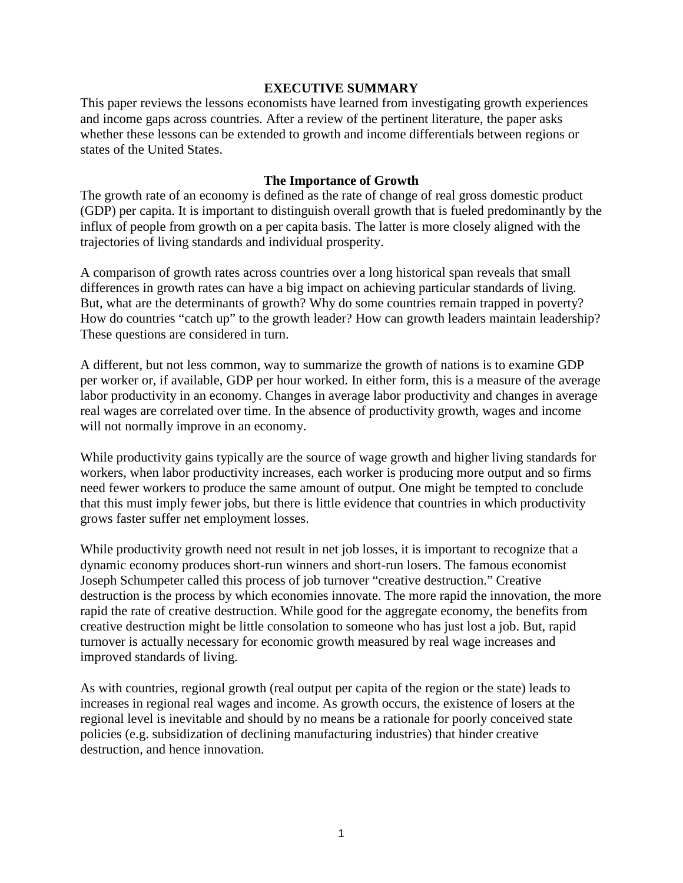## EXECUTIVE SUMMARY

This paper reviews the lessons economists have learned from investigating growth experiences and income gaps across countries. After a review of the pertinent literature, the paper asks whether these lessons can be extended to growth and income differentials between regions or states of the United States.

### The Importance of Growth

The growth rate of an economy is defined as the rate of change of real gross domestic product (GDP) per capita. It is important to distinguish overall growth that is fueled predominantly by the influx of people from growth on a per capita basis. The latter is more closely aligned with the trajectories of living standards and individual prosperity.

A comparison of growth rates across countries over a long historical span reveals that small differences in growth rates can have a big impact on achieving particular standards of living. But, what are the determinants of growth? Why do some countries remain trapped in poverty? How do countries "catch up" to the growth leader? How can growth leaders maintain leadership? These questions are considered in turn.

A different, but not less common, way to summarize the growth of nations is to examine GDP per worker or, if available, GDP per hour worked. In either form, this is a measure of the average labor productivity in an economy. Changes in average labor productivity and changes in average real wages are correlated over time. In the absence of productivity growth, wages and income will not normally improve in an economy.

While productivity gains typically are the source of wage growth and higher living standards for workers, when labor productivity increases, each worker is producing more output and so firms need fewer workers to produce the same amount of output. One might be tempted to conclude that this must imply fewer jobs, but there is little evidence that countries in which productivity grows faster suffer net employment losses.

While productivity growth need not result in net job losses, it is important to recognize that a dynamic economy produces short-run winners and short-run losers. The famous economist Joseph Schumpeter called this process of job turnover "creative destruction." Creative destruction is the process by which economies innovate. The more rapid the innovation, the more rapid the rate of creative destruction. While good for the aggregate economy, the benefits from creative destruction might be little consolation to someone who has just lost a job. But, rapid turnover is actually necessary for economic growth measured by real wage increases and improved standards of living.

As with countries, regional growth (real output per capita of the region or the state) leads to increases in regional real wages and income. As growth occurs, the existence of losers at the regional level is inevitable and should by no means be a rationale for poorly conceived state policies (e.g. subsidization of declining manufacturing industries) that hinder creative destruction, and hence innovation.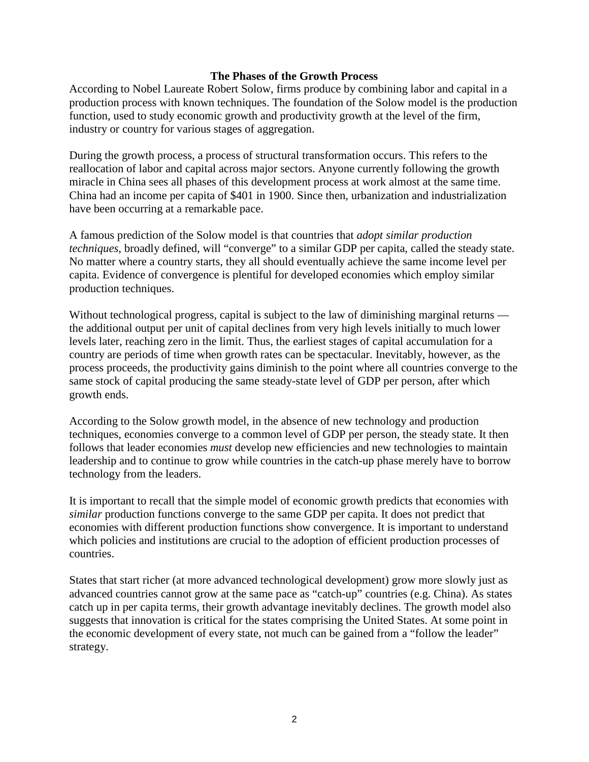## The Phases of the Growth Process

According to Nobel Laureate Robert Solow, firms produce by combining labor and capital in a production process with known techniques. The foundation of the Solow model is the production function, used to study economic growth and productivity growth at the level of the firm, industry or country for various stages of aggregation.

During the growth process, a process of structural transformation occurs. This refers to the reallocation of labor and capital across major sectors. Anyone currently following the growth miracle in China sees all phases of this development process at work almost at the same time. China had an income per capita of $401 in 1900. Since then, urbanization and industrialization have been occurring at a remarkable pace.

A famous prediction of the Solow model is that countries that *adopt similar production techniques*, broadly defined, will "converge" to a similar GDP per capita, called the steady state. No matter where a country starts, they all should eventually achieve the same income level per capita. Evidence of convergence is plentiful for developed economies which employ similar production techniques.

Without technological progress, capital is subject to the law of diminishing marginal returns — the additional output per unit of capital declines from very high levels initially to much lower levels later, reaching zero in the limit. Thus, the earliest stages of capital accumulation for a country are periods of time when growth rates can be spectacular. Inevitably, however, as the process proceeds, the productivity gains diminish to the point where all countries converge to the same stock of capital producing the same steady-state level of GDP per person, after which growth ends.

According to the Solow growth model, in the absence of new technology and production techniques, economies converge to a common level of GDP per person, the steady state. It then follows that leader economies *must* develop new efficiencies and new technologies to maintain leadership and to continue to grow while countries in the catch-up phase merely have to borrow technology from the leaders.

It is important to recall that the simple model of economic growth predicts that economies with *similar* production functions converge to the same GDP per capita. It does not predict that economies with different production functions show convergence. It is important to understand which policies and institutions are crucial to the adoption of efficient production processes of countries.

States that start richer (at more advanced technological development) grow more slowly just as advanced countries cannot grow at the same pace as "catch-up" countries (e.g. China). As states catch up in per capita terms, their growth advantage inevitably declines. The growth model also suggests that innovation is critical for the states comprising the United States. At some point in the economic development of every state, not much can be gained from a "follow the leader" strategy.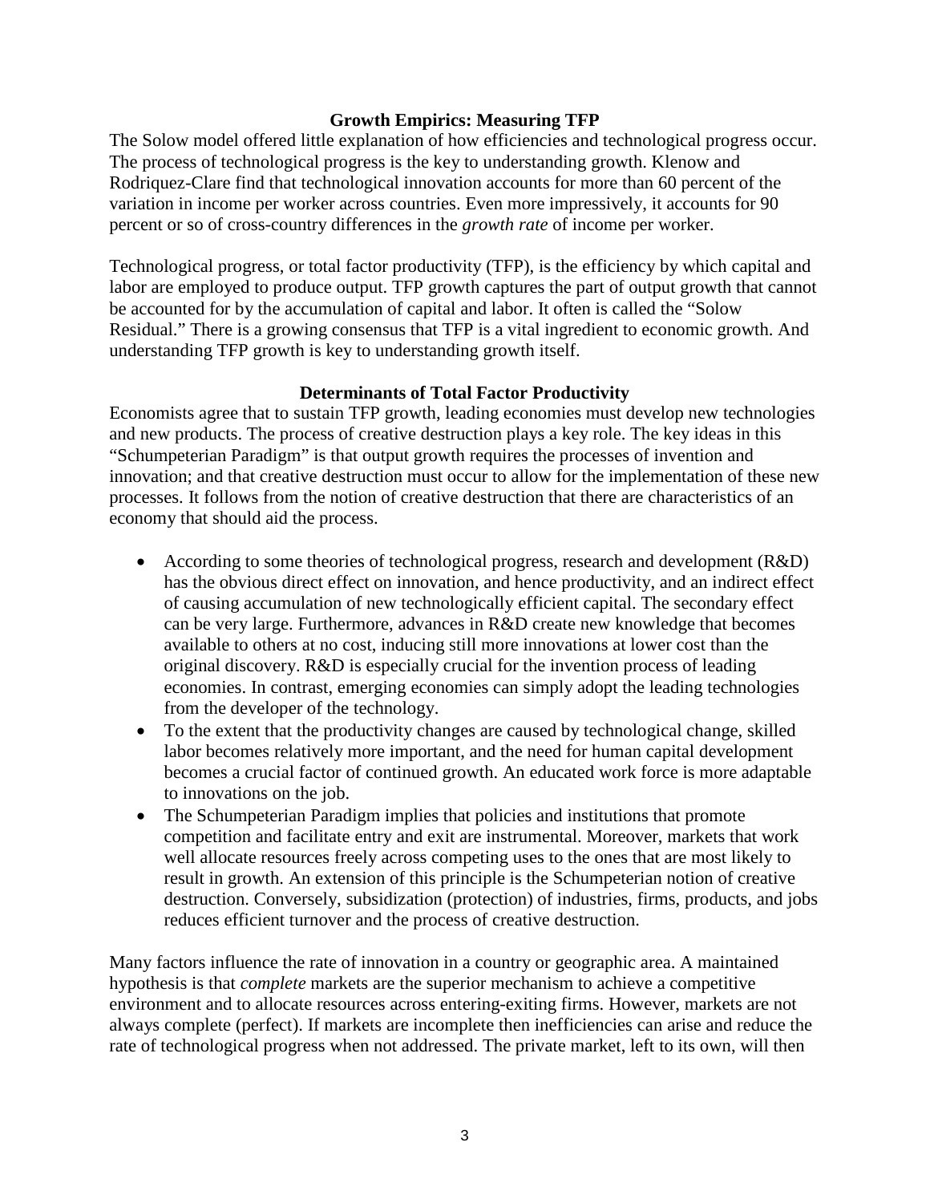## Growth Empirics: Measuring TFP

The Solow model offered little explanation of how efficiencies and technological progress occur. The process of technological progress is the key to understanding growth. Klenow and Rodriquez-Clare find that technological innovation accounts for more than 60 percent of the variation in income per worker across countries. Even more impressively, it accounts for 90 percent or so of cross-country differences in the *growth rate* of income per worker.

Technological progress, or total factor productivity (TFP), is the efficiency by which capital and labor are employed to produce output. TFP growth captures the part of output growth that cannot be accounted for by the accumulation of capital and labor. It often is called the "Solow Residual." There is a growing consensus that TFP is a vital ingredient to economic growth. And understanding TFP growth is key to understanding growth itself.

## Determinants of Total Factor Productivity

Economists agree that to sustain TFP growth, leading economies must develop new technologies and new products. The process of creative destruction plays a key role. The key ideas in this "Schumpeterian Paradigm" is that output growth requires the processes of invention and innovation; and that creative destruction must occur to allow for the implementation of these new processes. It follows from the notion of creative destruction that there are characteristics of an economy that should aid the process.

- According to some theories of technological progress, research and development (R&D) has the obvious direct effect on innovation, and hence productivity, and an indirect effect of causing accumulation of new technologically efficient capital. The secondary effect can be very large. Furthermore, advances in R&D create new knowledge that becomes available to others at no cost, inducing still more innovations at lower cost than the original discovery. R&D is especially crucial for the invention process of leading economies. In contrast, emerging economies can simply adopt the leading technologies from the developer of the technology.
- To the extent that the productivity changes are caused by technological change, skilled labor becomes relatively more important, and the need for human capital development becomes a crucial factor of continued growth. An educated work force is more adaptable to innovations on the job.
- The Schumpeterian Paradigm implies that policies and institutions that promote competition and facilitate entry and exit are instrumental. Moreover, markets that work well allocate resources freely across competing uses to the ones that are most likely to result in growth. An extension of this principle is the Schumpeterian notion of creative destruction. Conversely, subsidization (protection) of industries, firms, products, and jobs reduces efficient turnover and the process of creative destruction.

Many factors influence the rate of innovation in a country or geographic area. A maintained hypothesis is that *complete* markets are the superior mechanism to achieve a competitive environment and to allocate resources across entering-exiting firms. However, markets are not always complete (perfect). If markets are incomplete then inefficiencies can arise and reduce the rate of technological progress when not addressed. The private market, left to its own, will then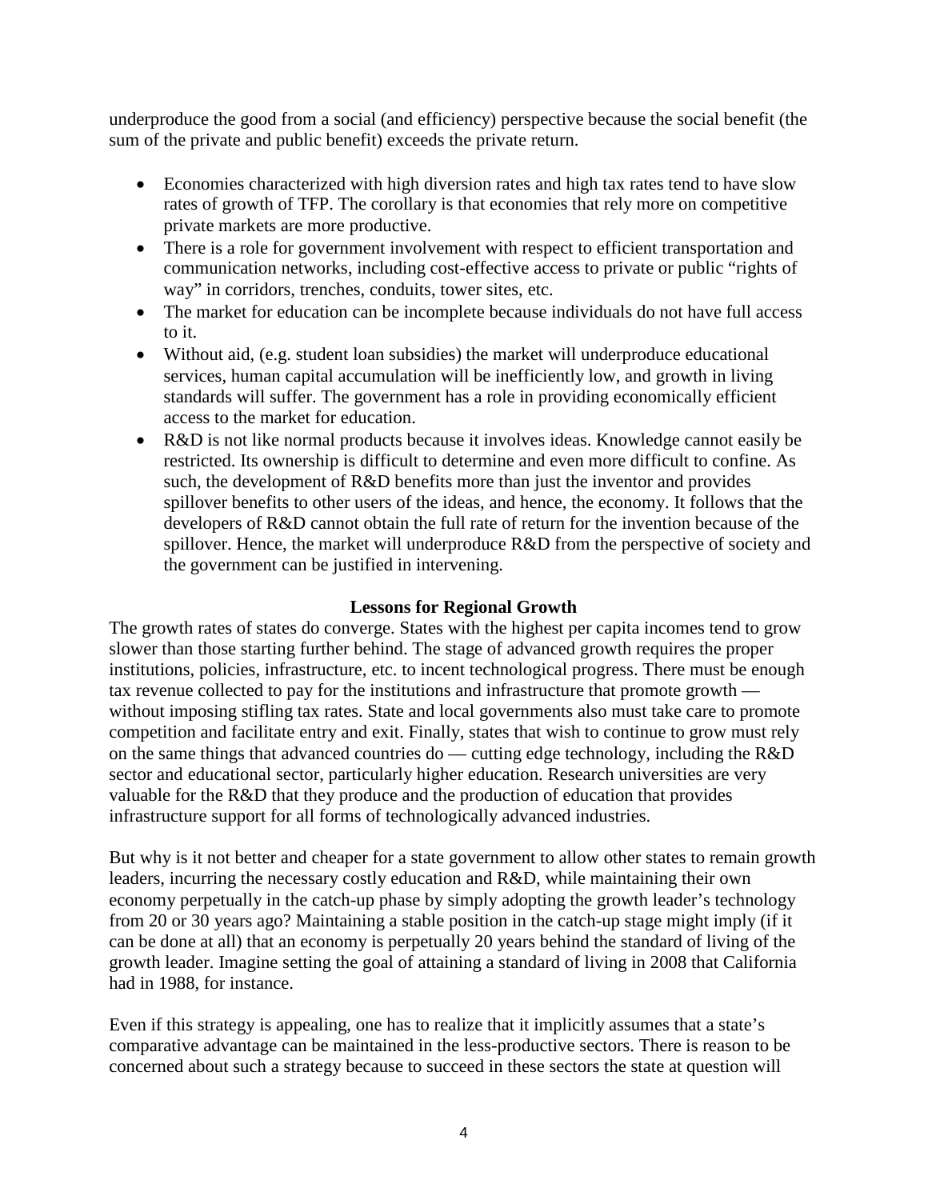underproduce the good from a social (and efficiency) perspective because the social benefit (the sum of the private and public benefit) exceeds the private return.

- Economies characterized with high diversion rates and high tax rates tend to have slow rates of growth of TFP. The corollary is that economies that rely more on competitive private markets are more productive.
- There is a role for government involvement with respect to efficient transportation and communication networks, including cost-effective access to private or public "rights of way" in corridors, trenches, conduits, tower sites, etc.
- The market for education can be incomplete because individuals do not have full access to it.
- Without aid, (e.g. student loan subsidies) the market will underproduce educational services, human capital accumulation will be inefficiently low, and growth in living standards will suffer. The government has a role in providing economically efficient access to the market for education.
- R&D is not like normal products because it involves ideas. Knowledge cannot easily be restricted. Its ownership is difficult to determine and even more difficult to confine. As such, the development of R&D benefits more than just the inventor and provides spillover benefits to other users of the ideas, and hence, the economy. It follows that the developers of R&D cannot obtain the full rate of return for the invention because of the spillover. Hence, the market will underproduce R&D from the perspective of society and the government can be justified in intervening.

## Lessons for Regional Growth

The growth rates of states do converge. States with the highest per capita incomes tend to grow slower than those starting further behind. The stage of advanced growth requires the proper institutions, policies, infrastructure, etc. to incent technological progress. There must be enough tax revenue collected to pay for the institutions and infrastructure that promote growth — without imposing stifling tax rates. State and local governments also must take care to promote competition and facilitate entry and exit. Finally, states that wish to continue to grow must rely on the same things that advanced countries do — cutting edge technology, including the R&D sector and educational sector, particularly higher education. Research universities are very valuable for the R&D that they produce and the production of education that provides infrastructure support for all forms of technologically advanced industries.

But why is it not better and cheaper for a state government to allow other states to remain growth leaders, incurring the necessary costly education and R&D, while maintaining their own economy perpetually in the catch-up phase by simply adopting the growth leader's technology from 20 or 30 years ago? Maintaining a stable position in the catch-up stage might imply (if it can be done at all) that an economy is perpetually 20 years behind the standard of living of the growth leader. Imagine setting the goal of attaining a standard of living in 2008 that California had in 1988, for instance.

Even if this strategy is appealing, one has to realize that it implicitly assumes that a state's comparative advantage can be maintained in the less-productive sectors. There is reason to be concerned about such a strategy because to succeed in these sectors the state at question will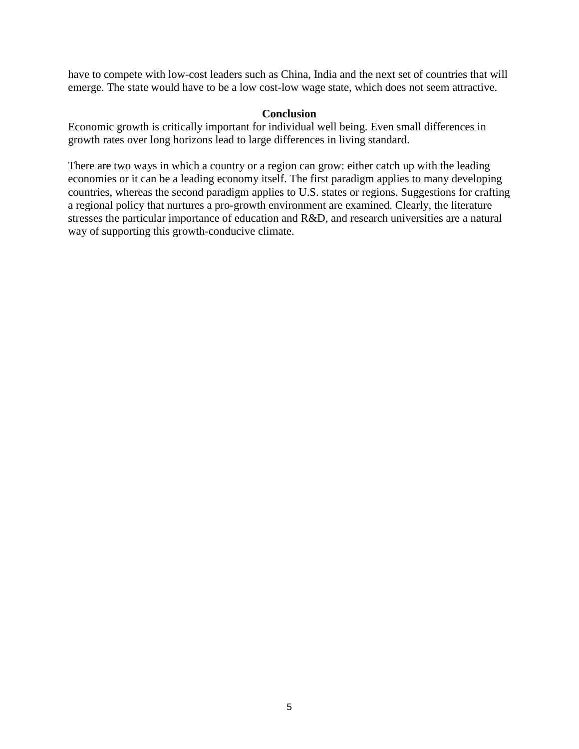have to compete with low-cost leaders such as China, India and the next set of countries that will emerge. The state would have to be a low cost-low wage state, which does not seem attractive.

## Conclusion

Economic growth is critically important for individual well being. Even small differences in growth rates over long horizons lead to large differences in living standard.

There are two ways in which a country or a region can grow: either catch up with the leading economies or it can be a leading economy itself. The first paradigm applies to many developing countries, whereas the second paradigm applies to U.S. states or regions. Suggestions for crafting a regional policy that nurtures a pro-growth environment are examined. Clearly, the literature stresses the particular importance of education and R&D, and research universities are a natural way of supporting this growth-conducive climate.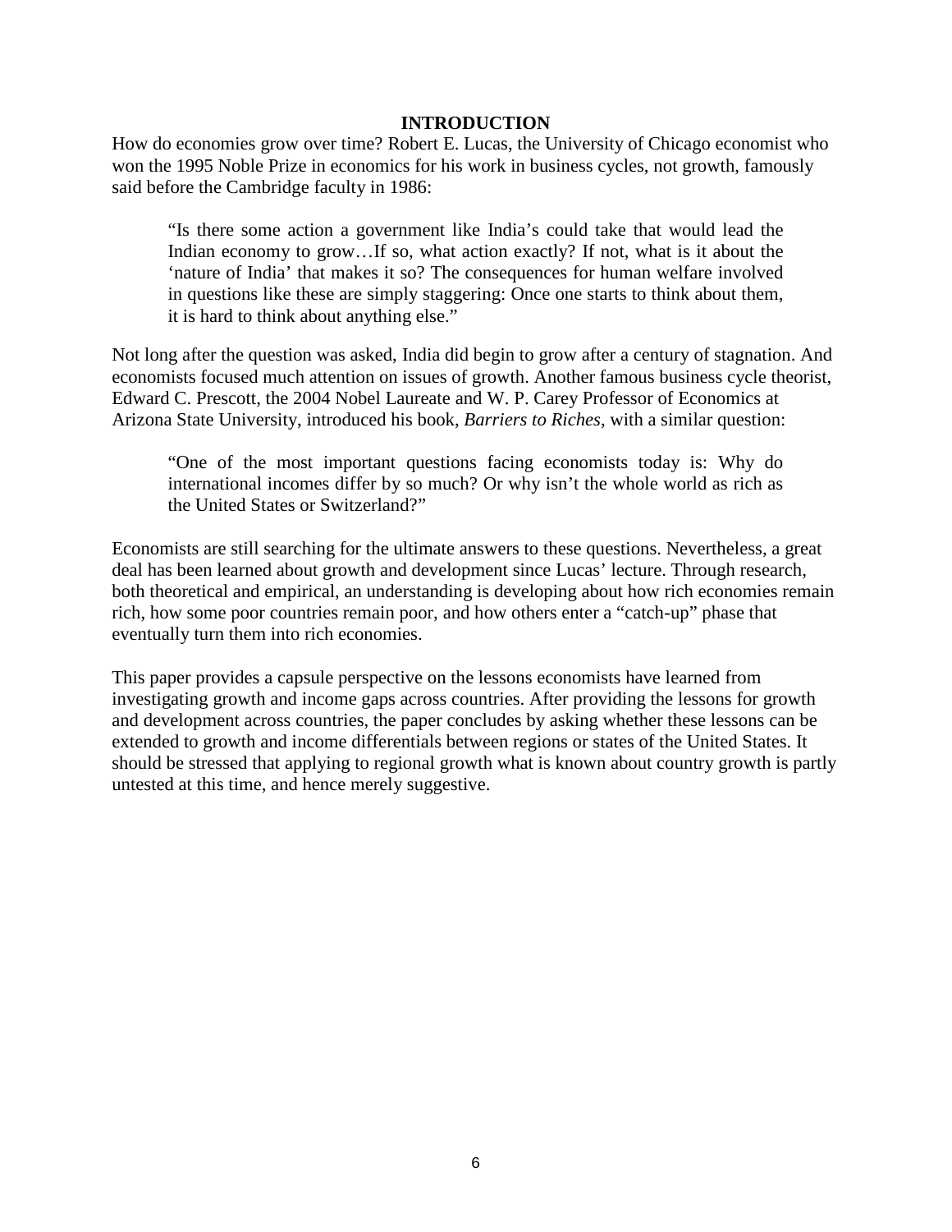## INTRODUCTION

How do economies grow over time? Robert E. Lucas, the University of Chicago economist who won the 1995 Noble Prize in economics for his work in business cycles, not growth, famously said before the Cambridge faculty in 1986:

> "Is there some action a government like India's could take that would lead the Indian economy to grow…If so, what action exactly? If not, what is it about the 'nature of India' that makes it so? The consequences for human welfare involved in questions like these are simply staggering: Once one starts to think about them, it is hard to think about anything else."

Not long after the question was asked, India did begin to grow after a century of stagnation. And economists focused much attention on issues of growth. Another famous business cycle theorist, Edward C. Prescott, the 2004 Nobel Laureate and W. P. Carey Professor of Economics at Arizona State University, introduced his book, *Barriers to Riches*, with a similar question:

> "One of the most important questions facing economists today is: Why do international incomes differ by so much? Or why isn't the whole world as rich as the United States or Switzerland?"

Economists are still searching for the ultimate answers to these questions. Nevertheless, a great deal has been learned about growth and development since Lucas' lecture. Through research, both theoretical and empirical, an understanding is developing about how rich economies remain rich, how some poor countries remain poor, and how others enter a "catch-up" phase that eventually turn them into rich economies.

This paper provides a capsule perspective on the lessons economists have learned from investigating growth and income gaps across countries. After providing the lessons for growth and development across countries, the paper concludes by asking whether these lessons can be extended to growth and income differentials between regions or states of the United States. It should be stressed that applying to regional growth what is known about country growth is partly untested at this time, and hence merely suggestive.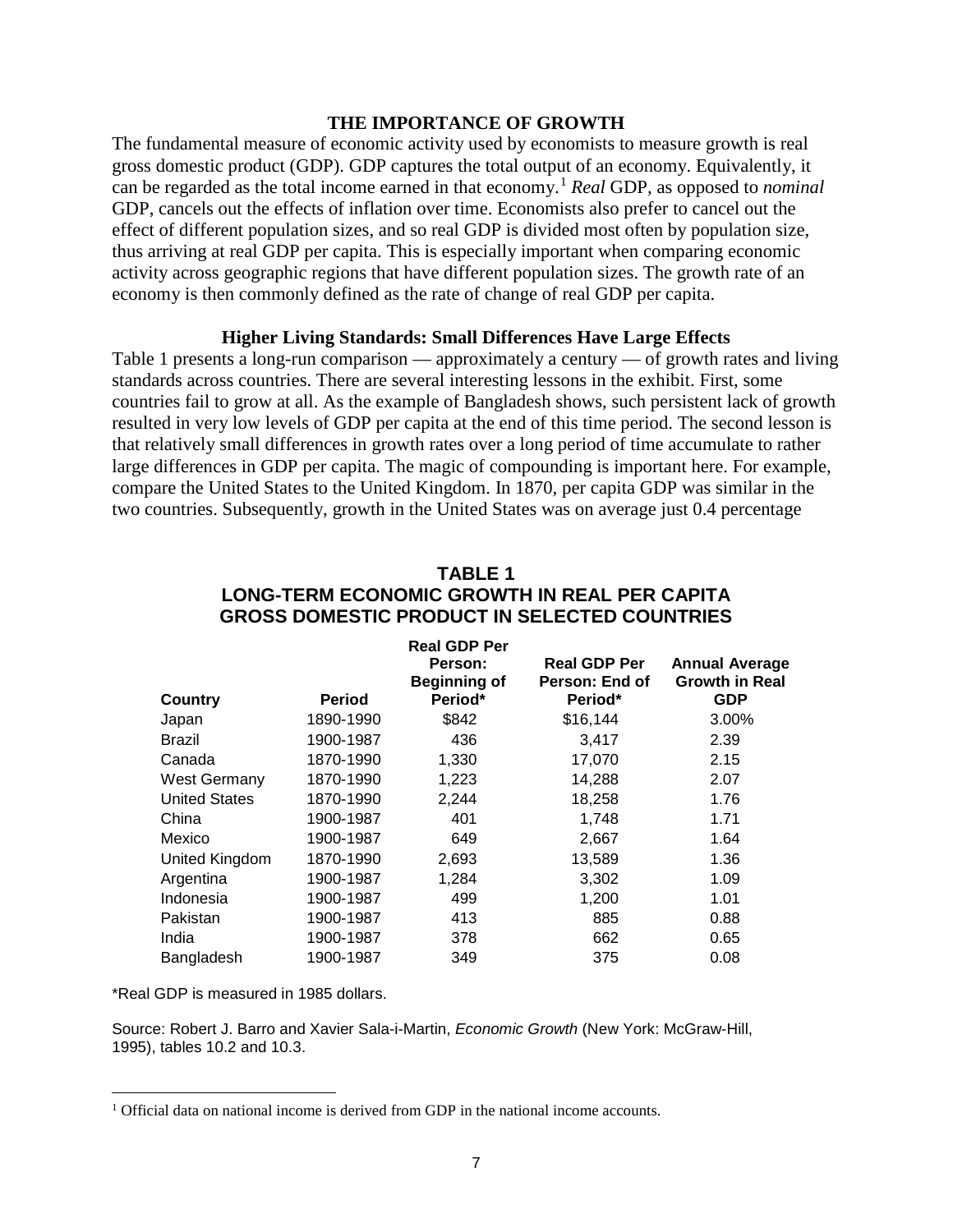## THE IMPORTANCE OF GROWTH

The fundamental measure of economic activity used by economists to measure growth is real gross domestic product (GDP). GDP captures the total output of an economy. Equivalently, it can be regarded as the total income earned in that economy.[1] *Real* GDP, as opposed to *nominal* GDP, cancels out the effects of inflation over time. Economists also prefer to cancel out the effect of different population sizes, and so real GDP is divided most often by population size, thus arriving at real GDP per capita. This is especially important when comparing economic activity across geographic regions that have different population sizes. The growth rate of an economy is then commonly defined as the rate of change of real GDP per capita.

### Higher Living Standards: Small Differences Have Large Effects

Table 1 presents a long-run comparison — approximately a century — of growth rates and living standards across countries. There are several interesting lessons in the exhibit. First, some countries fail to grow at all. As the example of Bangladesh shows, such persistent lack of growth resulted in very low levels of GDP per capita at the end of this time period. The second lesson is that relatively small differences in growth rates over a long period of time accumulate to rather large differences in GDP per capita. The magic of compounding is important here. For example, compare the United States to the United Kingdom. In 1870, per capita GDP was similar in the two countries. Subsequently, growth in the United States was on average just 0.4 percentage

**TABLE 1**
**LONG-TERM ECONOMIC GROWTH IN REAL PER CAPITA GROSS DOMESTIC PRODUCT IN SELECTED COUNTRIES**

| Country | Period | Real GDP Per Person: Beginning of Period* | Real GDP Per Person: End of Period* | Annual Average Growth in Real GDP |
|---|---|---|---|---|
| Japan | 1890-1990 | $842 | $16,144 | 3.00% |
| Brazil | 1900-1987 | 436 | 3,417 | 2.39 |
| Canada | 1870-1990 | 1,330 | 17,070 | 2.15 |
| West Germany | 1870-1990 | 1,223 | 14,288 | 2.07 |
| United States | 1870-1990 | 2,244 | 18,258 | 1.76 |
| China | 1900-1987 | 401 | 1,748 | 1.71 |
| Mexico | 1900-1987 | 649 | 2,667 | 1.64 |
| United Kingdom | 1870-1990 | 2,693 | 13,589 | 1.36 |
| Argentina | 1900-1987 | 1,284 | 3,302 | 1.09 |
| Indonesia | 1900-1987 | 499 | 1,200 | 1.01 |
| Pakistan | 1900-1987 | 413 | 885 | 0.88 |
| India | 1900-1987 | 378 | 662 | 0.65 |
| Bangladesh | 1900-1987 | 349 | 375 | 0.08 |

*Real GDP is measured in 1985 dollars.

Source: Robert J. Barro and Xavier Sala-i-Martin, *Economic Growth* (New York: McGraw-Hill, 1995), tables 10.2 and 10.3.

[1] Official data on national income is derived from GDP in the national income accounts.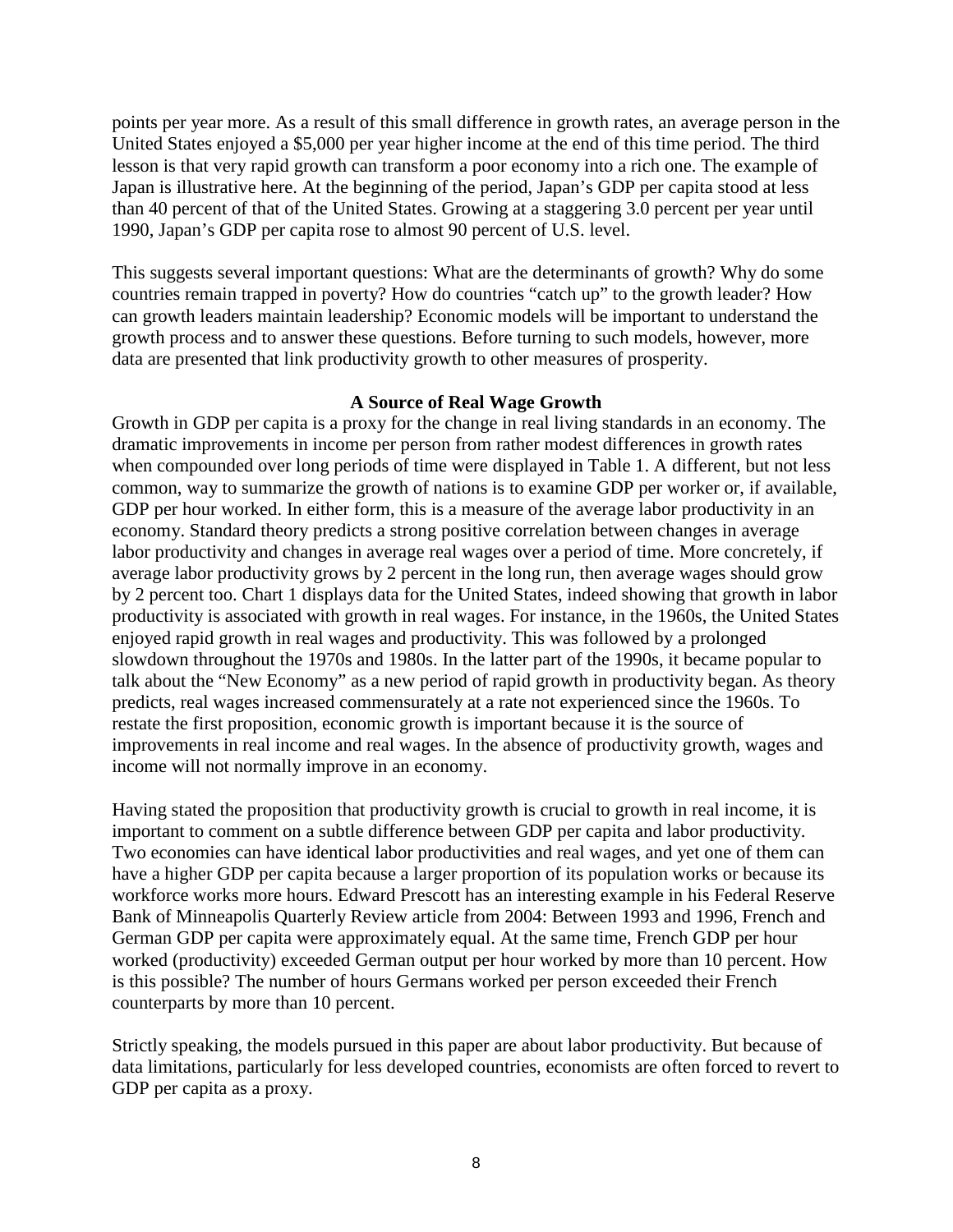points per year more. As a result of this small difference in growth rates, an average person in the United States enjoyed a $5,000 per year higher income at the end of this time period. The third lesson is that very rapid growth can transform a poor economy into a rich one. The example of Japan is illustrative here. At the beginning of the period, Japan's GDP per capita stood at less than 40 percent of that of the United States. Growing at a staggering 3.0 percent per year until 1990, Japan's GDP per capita rose to almost 90 percent of U.S. level.

This suggests several important questions: What are the determinants of growth? Why do some countries remain trapped in poverty? How do countries "catch up" to the growth leader? How can growth leaders maintain leadership? Economic models will be important to understand the growth process and to answer these questions. Before turning to such models, however, more data are presented that link productivity growth to other measures of prosperity.

### A Source of Real Wage Growth

Growth in GDP per capita is a proxy for the change in real living standards in an economy. The dramatic improvements in income per person from rather modest differences in growth rates when compounded over long periods of time were displayed in Table 1. A different, but not less common, way to summarize the growth of nations is to examine GDP per worker or, if available, GDP per hour worked. In either form, this is a measure of the average labor productivity in an economy. Standard theory predicts a strong positive correlation between changes in average labor productivity and changes in average real wages over a period of time. More concretely, if average labor productivity grows by 2 percent in the long run, then average wages should grow by 2 percent too. Chart 1 displays data for the United States, indeed showing that growth in labor productivity is associated with growth in real wages. For instance, in the 1960s, the United States enjoyed rapid growth in real wages and productivity. This was followed by a prolonged slowdown throughout the 1970s and 1980s. In the latter part of the 1990s, it became popular to talk about the "New Economy" as a new period of rapid growth in productivity began. As theory predicts, real wages increased commensurately at a rate not experienced since the 1960s. To restate the first proposition, economic growth is important because it is the source of improvements in real income and real wages. In the absence of productivity growth, wages and income will not normally improve in an economy.

Having stated the proposition that productivity growth is crucial to growth in real income, it is important to comment on a subtle difference between GDP per capita and labor productivity. Two economies can have identical labor productivities and real wages, and yet one of them can have a higher GDP per capita because a larger proportion of its population works or because its workforce works more hours. Edward Prescott has an interesting example in his Federal Reserve Bank of Minneapolis Quarterly Review article from 2004: Between 1993 and 1996, French and German GDP per capita were approximately equal. At the same time, French GDP per hour worked (productivity) exceeded German output per hour worked by more than 10 percent. How is this possible? The number of hours Germans worked per person exceeded their French counterparts by more than 10 percent.

Strictly speaking, the models pursued in this paper are about labor productivity. But because of data limitations, particularly for less developed countries, economists are often forced to revert to GDP per capita as a proxy.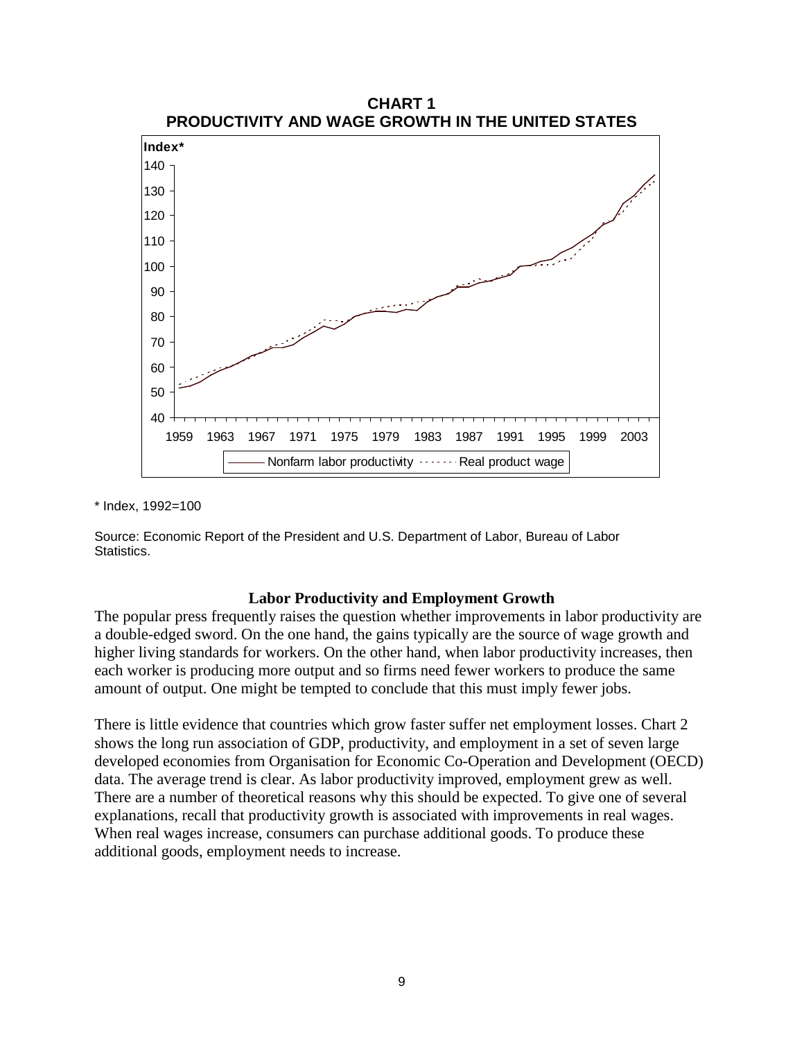**CHART 1**
**PRODUCTIVITY AND WAGE GROWTH IN THE UNITED STATES**

\* Index, 1992=100

Source: Economic Report of the President and U.S. Department of Labor, Bureau of Labor Statistics.

### Labor Productivity and Employment Growth

The popular press frequently raises the question whether improvements in labor productivity are a double-edged sword. On the one hand, the gains typically are the source of wage growth and higher living standards for workers. On the other hand, when labor productivity increases, then each worker is producing more output and so firms need fewer workers to produce the same amount of output. One might be tempted to conclude that this must imply fewer jobs.

There is little evidence that countries which grow faster suffer net employment losses. Chart 2 shows the long run association of GDP, productivity, and employment in a set of seven large developed economies from Organisation for Economic Co-Operation and Development (OECD) data. The average trend is clear. As labor productivity improved, employment grew as well. There are a number of theoretical reasons why this should be expected. To give one of several explanations, recall that productivity growth is associated with improvements in real wages. When real wages increase, consumers can purchase additional goods. To produce these additional goods, employment needs to increase.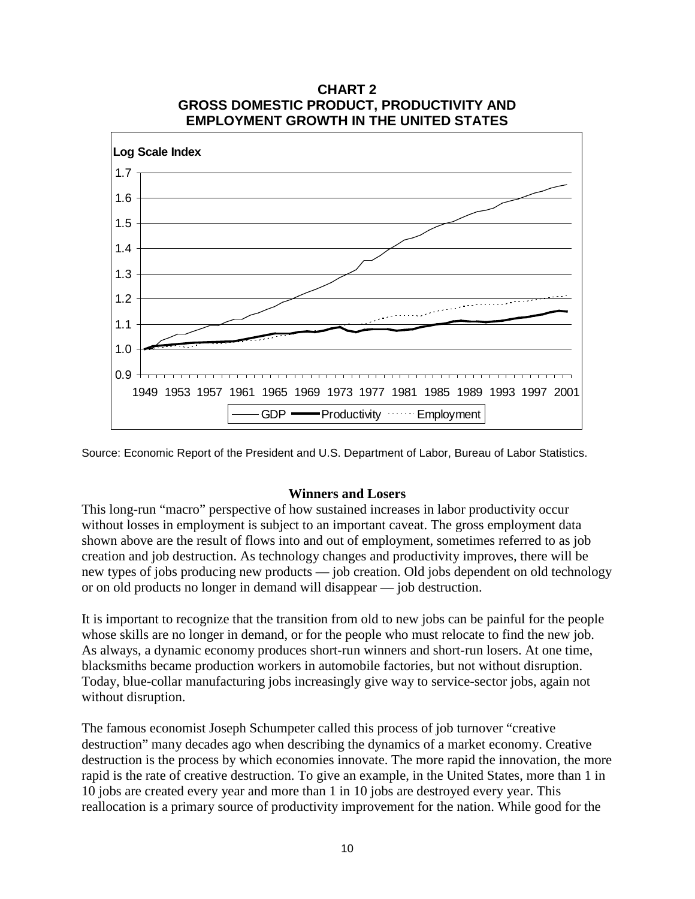**CHART 2**
**GROSS DOMESTIC PRODUCT, PRODUCTIVITY AND EMPLOYMENT GROWTH IN THE UNITED STATES**

Source: Economic Report of the President and U.S. Department of Labor, Bureau of Labor Statistics.

### Winners and Losers

This long-run "macro" perspective of how sustained increases in labor productivity occur without losses in employment is subject to an important caveat. The gross employment data shown above are the result of flows into and out of employment, sometimes referred to as job creation and job destruction. As technology changes and productivity improves, there will be new types of jobs producing new products — job creation. Old jobs dependent on old technology or on old products no longer in demand will disappear — job destruction.

It is important to recognize that the transition from old to new jobs can be painful for the people whose skills are no longer in demand, or for the people who must relocate to find the new job. As always, a dynamic economy produces short-run winners and short-run losers. At one time, blacksmiths became production workers in automobile factories, but not without disruption. Today, blue-collar manufacturing jobs increasingly give way to service-sector jobs, again not without disruption.

The famous economist Joseph Schumpeter called this process of job turnover "creative destruction" many decades ago when describing the dynamics of a market economy. Creative destruction is the process by which economies innovate. The more rapid the innovation, the more rapid is the rate of creative destruction. To give an example, in the United States, more than 1 in 10 jobs are created every year and more than 1 in 10 jobs are destroyed every year. This reallocation is a primary source of productivity improvement for the nation. While good for the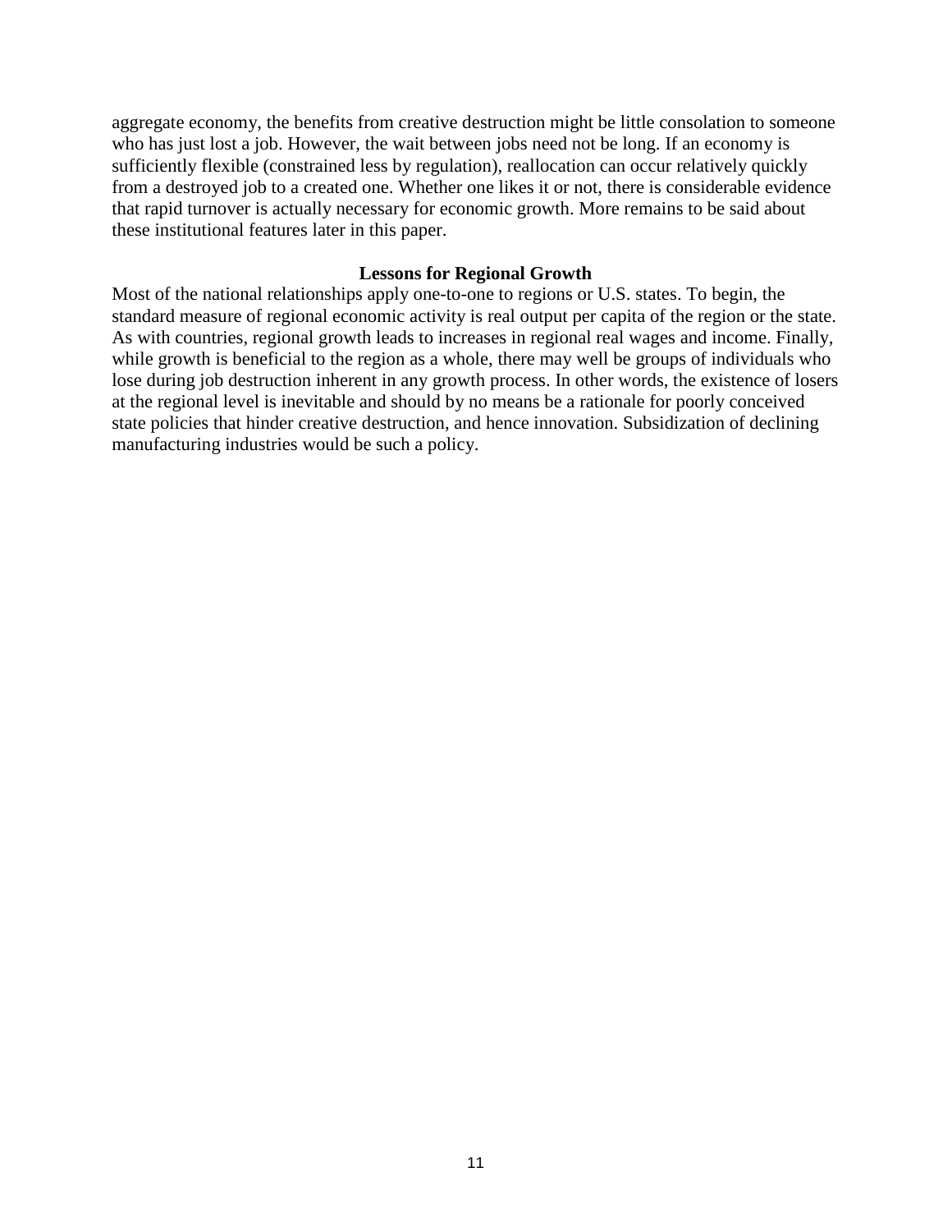aggregate economy, the benefits from creative destruction might be little consolation to someone who has just lost a job. However, the wait between jobs need not be long. If an economy is sufficiently flexible (constrained less by regulation), reallocation can occur relatively quickly from a destroyed job to a created one. Whether one likes it or not, there is considerable evidence that rapid turnover is actually necessary for economic growth. More remains to be said about these institutional features later in this paper.

## Lessons for Regional Growth

Most of the national relationships apply one-to-one to regions or U.S. states. To begin, the standard measure of regional economic activity is real output per capita of the region or the state. As with countries, regional growth leads to increases in regional real wages and income. Finally, while growth is beneficial to the region as a whole, there may well be groups of individuals who lose during job destruction inherent in any growth process. In other words, the existence of losers at the regional level is inevitable and should by no means be a rationale for poorly conceived state policies that hinder creative destruction, and hence innovation. Subsidization of declining manufacturing industries would be such a policy.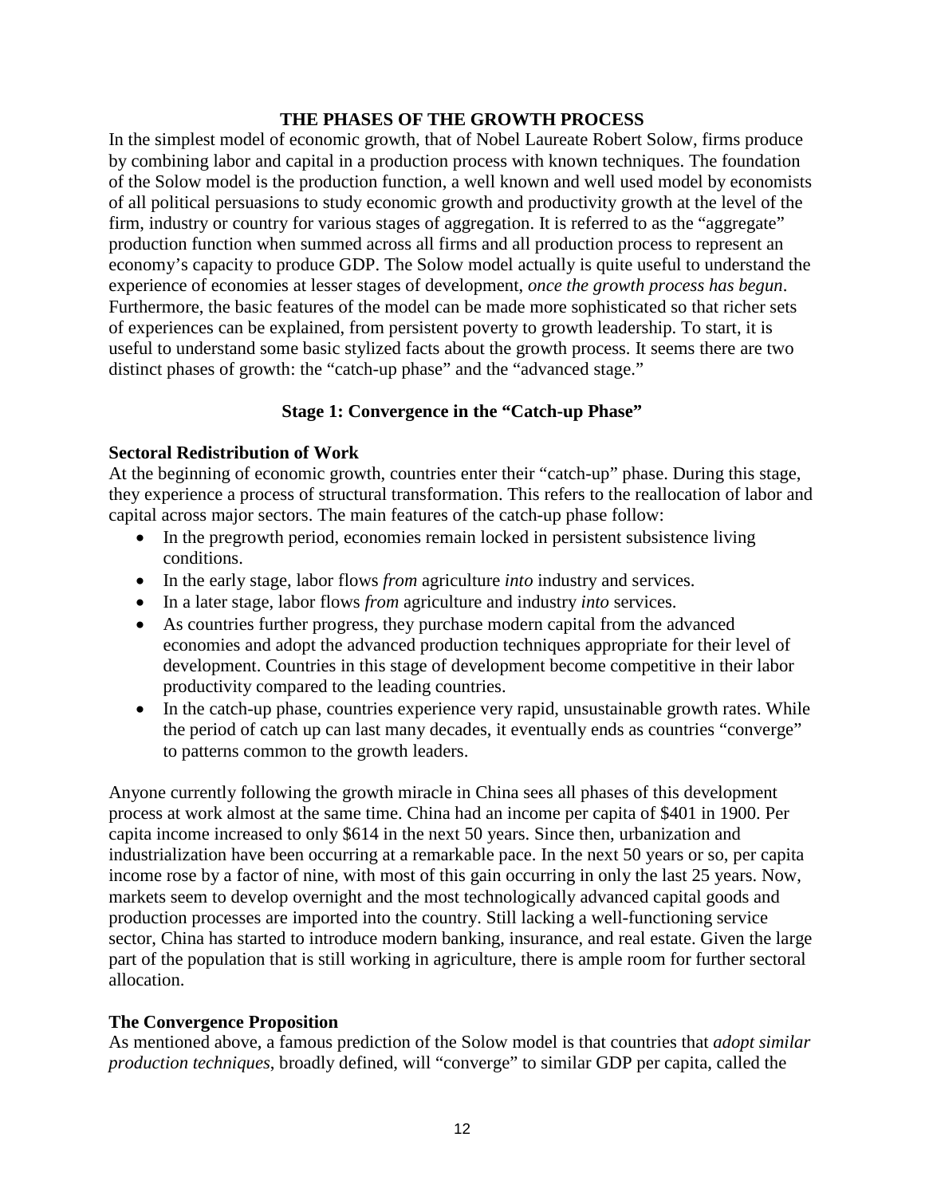## THE PHASES OF THE GROWTH PROCESS

In the simplest model of economic growth, that of Nobel Laureate Robert Solow, firms produce by combining labor and capital in a production process with known techniques. The foundation of the Solow model is the production function, a well known and well used model by economists of all political persuasions to study economic growth and productivity growth at the level of the firm, industry or country for various stages of aggregation. It is referred to as the "aggregate" production function when summed across all firms and all production process to represent an economy's capacity to produce GDP. The Solow model actually is quite useful to understand the experience of economies at lesser stages of development, *once the growth process has begun*. Furthermore, the basic features of the model can be made more sophisticated so that richer sets of experiences can be explained, from persistent poverty to growth leadership. To start, it is useful to understand some basic stylized facts about the growth process. It seems there are two distinct phases of growth: the "catch-up phase" and the "advanced stage."

### Stage 1: Convergence in the "Catch-up Phase"

#### Sectoral Redistribution of Work

At the beginning of economic growth, countries enter their "catch-up" phase. During this stage, they experience a process of structural transformation. This refers to the reallocation of labor and capital across major sectors. The main features of the catch-up phase follow:

- In the pregrowth period, economies remain locked in persistent subsistence living conditions.
- In the early stage, labor flows *from* agriculture *into* industry and services.
- In a later stage, labor flows *from* agriculture and industry *into* services.
- As countries further progress, they purchase modern capital from the advanced economies and adopt the advanced production techniques appropriate for their level of development. Countries in this stage of development become competitive in their labor productivity compared to the leading countries.
- In the catch-up phase, countries experience very rapid, unsustainable growth rates. While the period of catch up can last many decades, it eventually ends as countries "converge" to patterns common to the growth leaders.

Anyone currently following the growth miracle in China sees all phases of this development process at work almost at the same time. China had an income per capita of $401 in 1900. Per capita income increased to only $614 in the next 50 years. Since then, urbanization and industrialization have been occurring at a remarkable pace. In the next 50 years or so, per capita income rose by a factor of nine, with most of this gain occurring in only the last 25 years. Now, markets seem to develop overnight and the most technologically advanced capital goods and production processes are imported into the country. Still lacking a well-functioning service sector, China has started to introduce modern banking, insurance, and real estate. Given the large part of the population that is still working in agriculture, there is ample room for further sectoral allocation.

#### The Convergence Proposition

As mentioned above, a famous prediction of the Solow model is that countries that *adopt similar production techniques*, broadly defined, will "converge" to similar GDP per capita, called the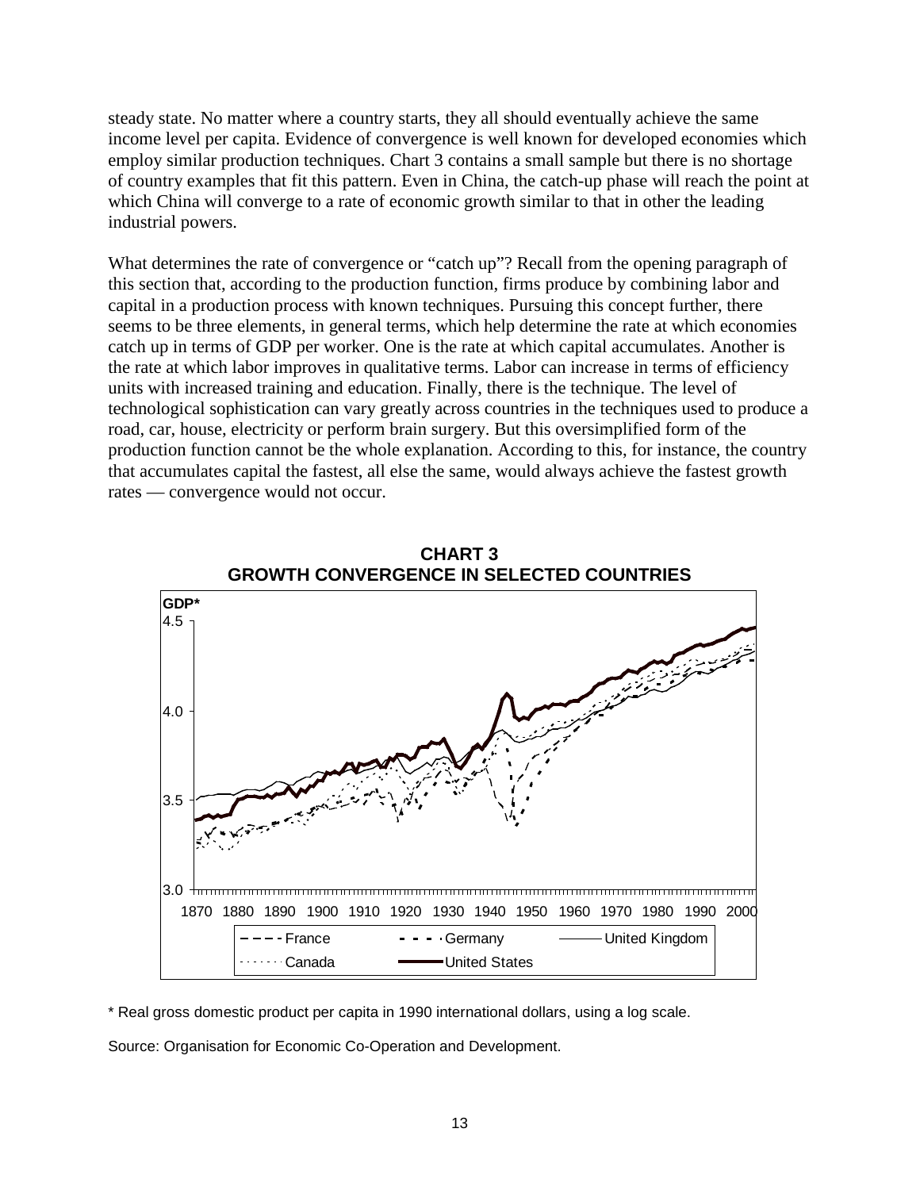steady state. No matter where a country starts, they all should eventually achieve the same income level per capita. Evidence of convergence is well known for developed economies which employ similar production techniques. Chart 3 contains a small sample but there is no shortage of country examples that fit this pattern. Even in China, the catch-up phase will reach the point at which China will converge to a rate of economic growth similar to that in other the leading industrial powers.

What determines the rate of convergence or "catch up"? Recall from the opening paragraph of this section that, according to the production function, firms produce by combining labor and capital in a production process with known techniques. Pursuing this concept further, there seems to be three elements, in general terms, which help determine the rate at which economies catch up in terms of GDP per worker. One is the rate at which capital accumulates. Another is the rate at which labor improves in qualitative terms. Labor can increase in terms of efficiency units with increased training and education. Finally, there is the technique. The level of technological sophistication can vary greatly across countries in the techniques used to produce a road, car, house, electricity or perform brain surgery. But this oversimplified form of the production function cannot be the whole explanation. According to this, for instance, the country that accumulates capital the fastest, all else the same, would always achieve the fastest growth rates — convergence would not occur.

**CHART 3**
**GROWTH CONVERGENCE IN SELECTED COUNTRIES**

\* Real gross domestic product per capita in 1990 international dollars, using a log scale.

Source: Organisation for Economic Co-Operation and Development.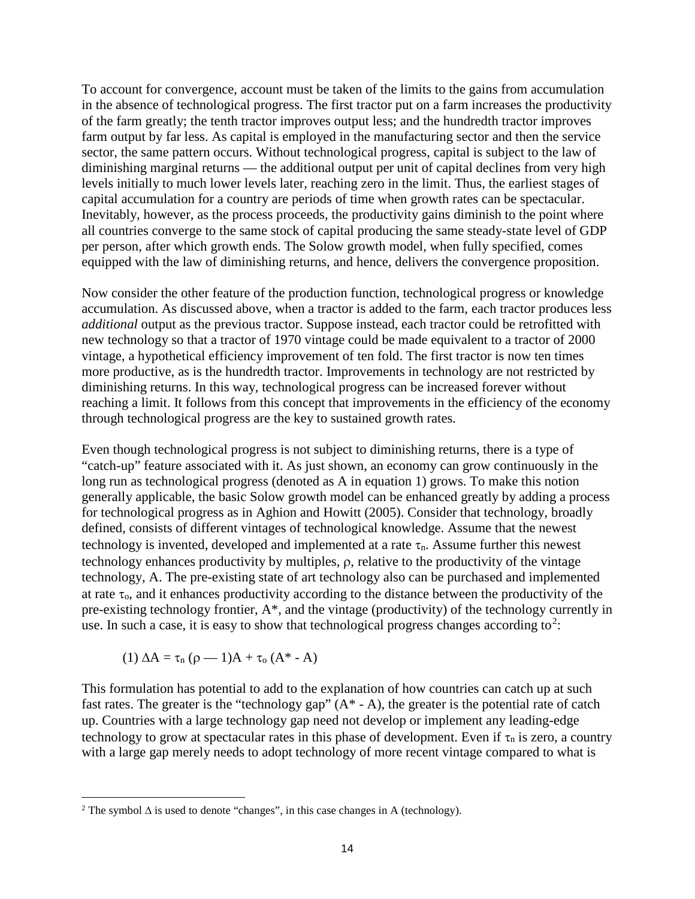To account for convergence, account must be taken of the limits to the gains from accumulation in the absence of technological progress. The first tractor put on a farm increases the productivity of the farm greatly; the tenth tractor improves output less; and the hundredth tractor improves farm output by far less. As capital is employed in the manufacturing sector and then the service sector, the same pattern occurs. Without technological progress, capital is subject to the law of diminishing marginal returns — the additional output per unit of capital declines from very high levels initially to much lower levels later, reaching zero in the limit. Thus, the earliest stages of capital accumulation for a country are periods of time when growth rates can be spectacular. Inevitably, however, as the process proceeds, the productivity gains diminish to the point where all countries converge to the same stock of capital producing the same steady-state level of GDP per person, after which growth ends. The Solow growth model, when fully specified, comes equipped with the law of diminishing returns, and hence, delivers the convergence proposition.

Now consider the other feature of the production function, technological progress or knowledge accumulation. As discussed above, when a tractor is added to the farm, each tractor produces less *additional* output as the previous tractor. Suppose instead, each tractor could be retrofitted with new technology so that a tractor of 1970 vintage could be made equivalent to a tractor of 2000 vintage, a hypothetical efficiency improvement of ten fold. The first tractor is now ten times more productive, as is the hundredth tractor. Improvements in technology are not restricted by diminishing returns. In this way, technological progress can be increased forever without reaching a limit. It follows from this concept that improvements in the efficiency of the economy through technological progress are the key to sustained growth rates.

Even though technological progress is not subject to diminishing returns, there is a type of "catch-up" feature associated with it. As just shown, an economy can grow continuously in the long run as technological progress (denoted as A in equation 1) grows. To make this notion generally applicable, the basic Solow growth model can be enhanced greatly by adding a process for technological progress as in Aghion and Howitt (2005). Consider that technology, broadly defined, consists of different vintages of technological knowledge. Assume that the newest technology is invented, developed and implemented at a rate $\tau_n$. Assume further this newest technology enhances productivity by multiples, $\rho$, relative to the productivity of the vintage technology, A. The pre-existing state of art technology also can be purchased and implemented at rate $\tau_o$, and it enhances productivity according to the distance between the productivity of the pre-existing technology frontier, $A^*$, and the vintage (productivity) of the technology currently in use. In such a case, it is easy to show that technological progress changes according to[2]:

$$(1)\ \Delta A = \tau_n (\rho - 1)A + \tau_o (A^* - A)$$

This formulation has potential to add to the explanation of how countries can catch up at such fast rates. The greater is the "technology gap" $(A^* - A)$, the greater is the potential rate of catch up. Countries with a large technology gap need not develop or implement any leading-edge technology to grow at spectacular rates in this phase of development. Even if $\tau_n$ is zero, a country with a large gap merely needs to adopt technology of more recent vintage compared to what is

[2] The symbol $\Delta$ is used to denote "changes", in this case changes in A (technology).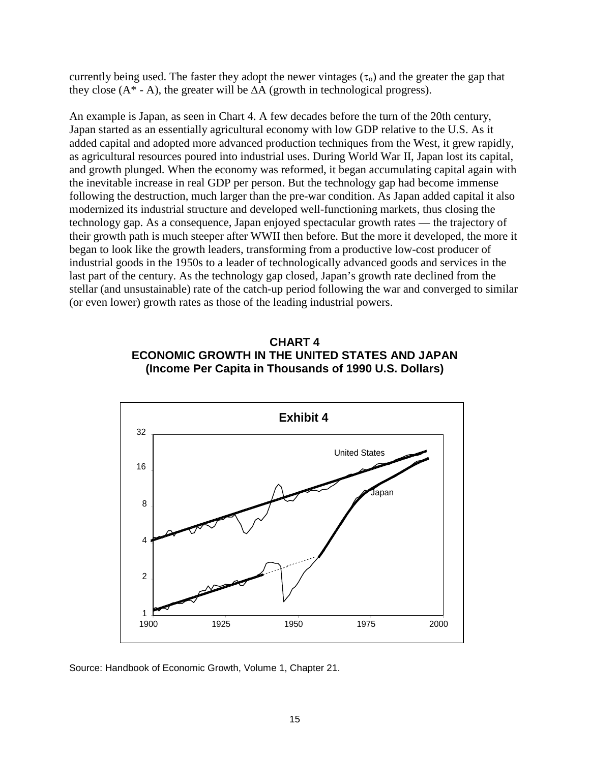currently being used. The faster they adopt the newer vintages ($\tau_o$) and the greater the gap that they close ($A^*$ - A), the greater will be $\Delta A$ (growth in technological progress).

An example is Japan, as seen in Chart 4. A few decades before the turn of the 20th century, Japan started as an essentially agricultural economy with low GDP relative to the U.S. As it added capital and adopted more advanced production techniques from the West, it grew rapidly, as agricultural resources poured into industrial uses. During World War II, Japan lost its capital, and growth plunged. When the economy was reformed, it began accumulating capital again with the inevitable increase in real GDP per person. But the technology gap had become immense following the destruction, much larger than the pre-war condition. As Japan added capital it also modernized its industrial structure and developed well-functioning markets, thus closing the technology gap. As a consequence, Japan enjoyed spectacular growth rates — the trajectory of their growth path is much steeper after WWII then before. But the more it developed, the more it began to look like the growth leaders, transforming from a productive low-cost producer of industrial goods in the 1950s to a leader of technologically advanced goods and services in the last part of the century. As the technology gap closed, Japan's growth rate declined from the stellar (and unsustainable) rate of the catch-up period following the war and converged to similar (or even lower) growth rates as those of the leading industrial powers.

**CHART 4**
**ECONOMIC GROWTH IN THE UNITED STATES AND JAPAN**
**(Income Per Capita in Thousands of 1990 U.S. Dollars)**

Source: Handbook of Economic Growth, Volume 1, Chapter 21.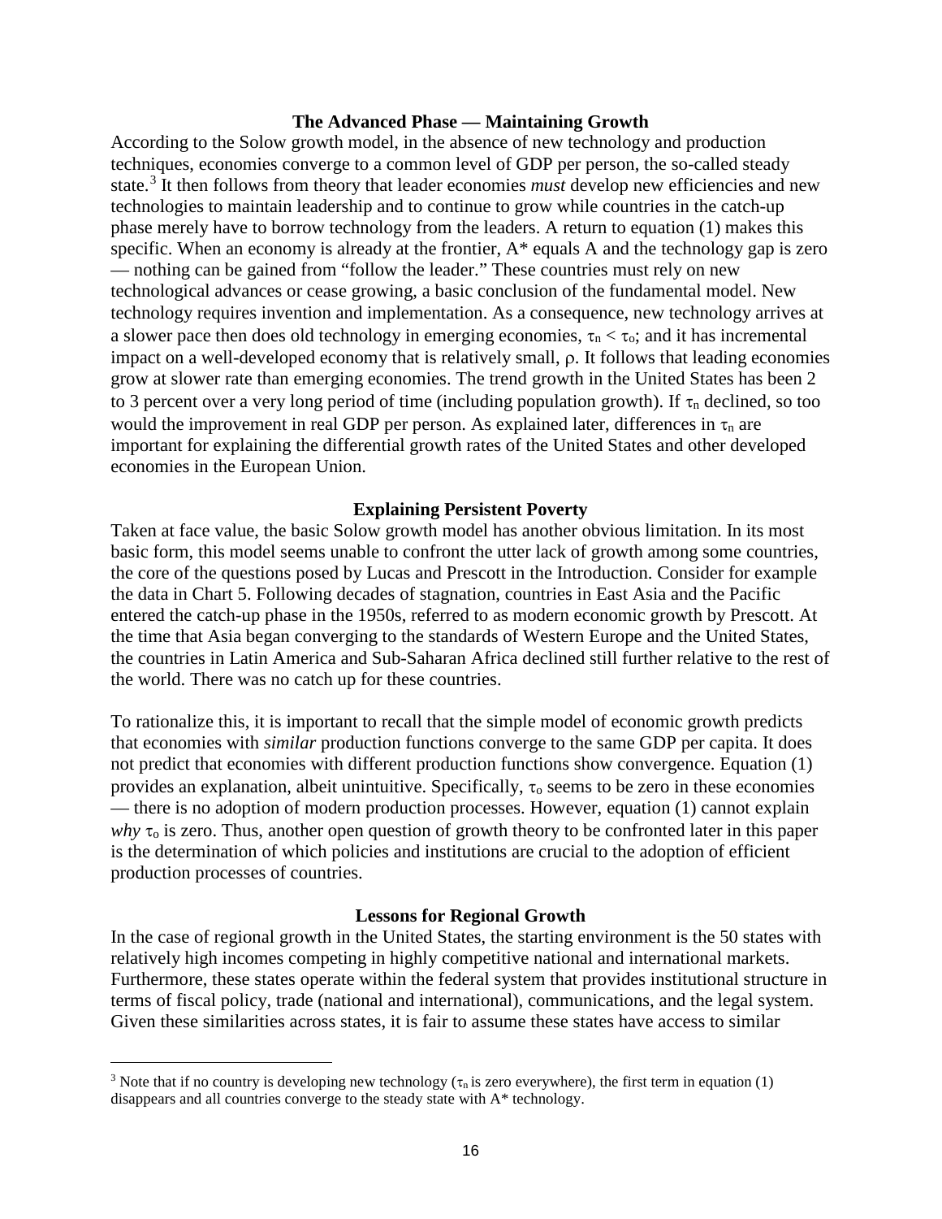### The Advanced Phase — Maintaining Growth

According to the Solow growth model, in the absence of new technology and production techniques, economies converge to a common level of GDP per person, the so-called steady state.[3] It then follows from theory that leader economies *must* develop new efficiencies and new technologies to maintain leadership and to continue to grow while countries in the catch-up phase merely have to borrow technology from the leaders. A return to equation (1) makes this specific. When an economy is already at the frontier, A* equals A and the technology gap is zero — nothing can be gained from "follow the leader." These countries must rely on new technological advances or cease growing, a basic conclusion of the fundamental model. New technology requires invention and implementation. As a consequence, new technology arrives at a slower pace then does old technology in emerging economies, $\tau_n < \tau_o$; and it has incremental impact on a well-developed economy that is relatively small, $\rho$. It follows that leading economies grow at slower rate than emerging economies. The trend growth in the United States has been 2 to 3 percent over a very long period of time (including population growth). If $\tau_n$ declined, so too would the improvement in real GDP per person. As explained later, differences in $\tau_n$ are important for explaining the differential growth rates of the United States and other developed economies in the European Union.

### Explaining Persistent Poverty

Taken at face value, the basic Solow growth model has another obvious limitation. In its most basic form, this model seems unable to confront the utter lack of growth among some countries, the core of the questions posed by Lucas and Prescott in the Introduction. Consider for example the data in Chart 5. Following decades of stagnation, countries in East Asia and the Pacific entered the catch-up phase in the 1950s, referred to as modern economic growth by Prescott. At the time that Asia began converging to the standards of Western Europe and the United States, the countries in Latin America and Sub-Saharan Africa declined still further relative to the rest of the world. There was no catch up for these countries.

To rationalize this, it is important to recall that the simple model of economic growth predicts that economies with *similar* production functions converge to the same GDP per capita. It does not predict that economies with different production functions show convergence. Equation (1) provides an explanation, albeit unintuitive. Specifically, $\tau_o$ seems to be zero in these economies — there is no adoption of modern production processes. However, equation (1) cannot explain *why* $\tau_o$ is zero. Thus, another open question of growth theory to be confronted later in this paper is the determination of which policies and institutions are crucial to the adoption of efficient production processes of countries.

### Lessons for Regional Growth

In the case of regional growth in the United States, the starting environment is the 50 states with relatively high incomes competing in highly competitive national and international markets. Furthermore, these states operate within the federal system that provides institutional structure in terms of fiscal policy, trade (national and international), communications, and the legal system. Given these similarities across states, it is fair to assume these states have access to similar

---

[3] Note that if no country is developing new technology ($\tau_n$ is zero everywhere), the first term in equation (1) disappears and all countries converge to the steady state with A* technology.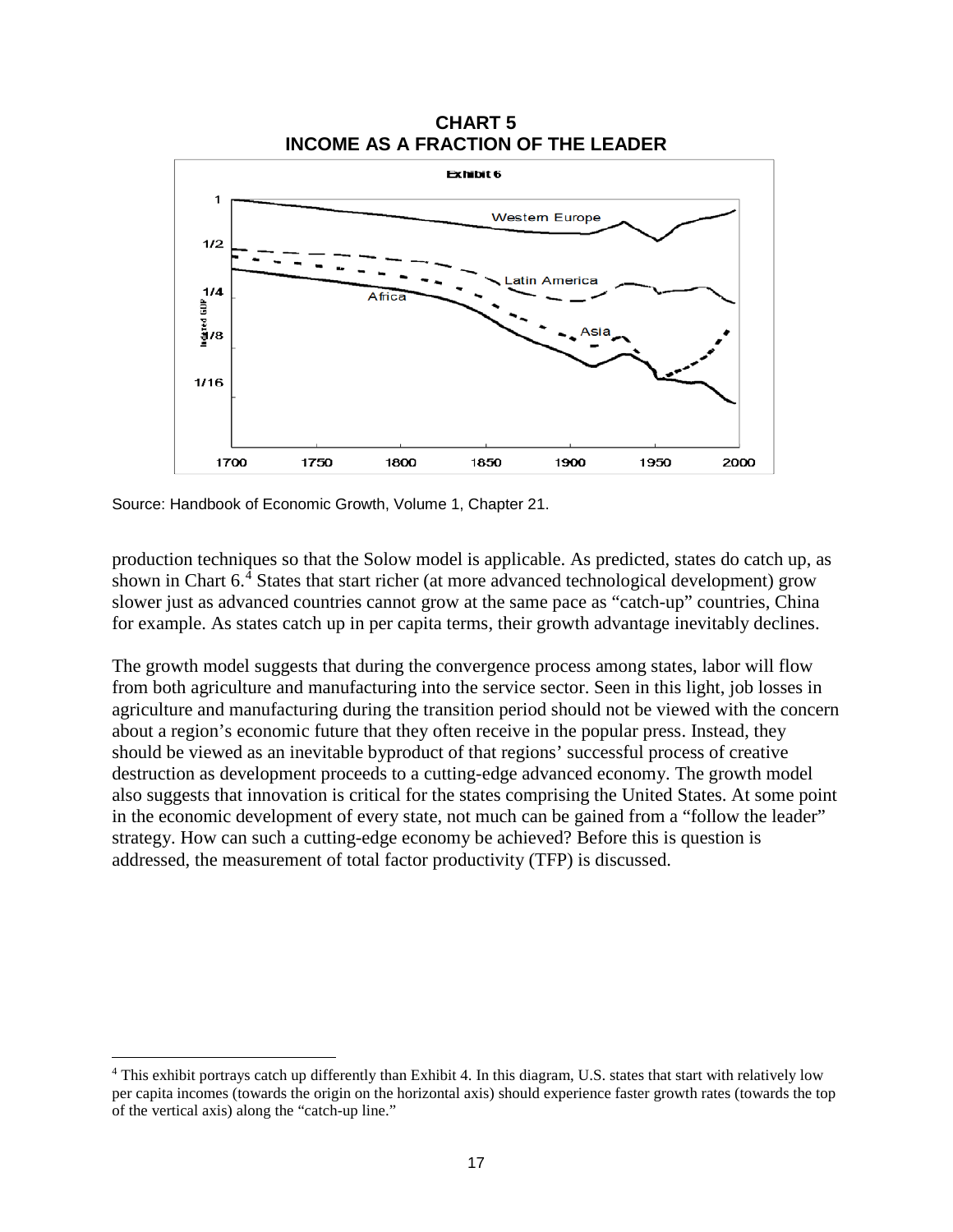**CHART 5**
**INCOME AS A FRACTION OF THE LEADER**

Source: Handbook of Economic Growth, Volume 1, Chapter 21.

production techniques so that the Solow model is applicable. As predicted, states do catch up, as shown in Chart 6.[4] States that start richer (at more advanced technological development) grow slower just as advanced countries cannot grow at the same pace as "catch-up" countries, China for example. As states catch up in per capita terms, their growth advantage inevitably declines.

The growth model suggests that during the convergence process among states, labor will flow from both agriculture and manufacturing into the service sector. Seen in this light, job losses in agriculture and manufacturing during the transition period should not be viewed with the concern about a region's economic future that they often receive in the popular press. Instead, they should be viewed as an inevitable byproduct of that regions' successful process of creative destruction as development proceeds to a cutting-edge advanced economy. The growth model also suggests that innovation is critical for the states comprising the United States. At some point in the economic development of every state, not much can be gained from a "follow the leader" strategy. How can such a cutting-edge economy be achieved? Before this is question is addressed, the measurement of total factor productivity (TFP) is discussed.

[4] This exhibit portrays catch up differently than Exhibit 4. In this diagram, U.S. states that start with relatively low per capita incomes (towards the origin on the horizontal axis) should experience faster growth rates (towards the top of the vertical axis) along the "catch-up line."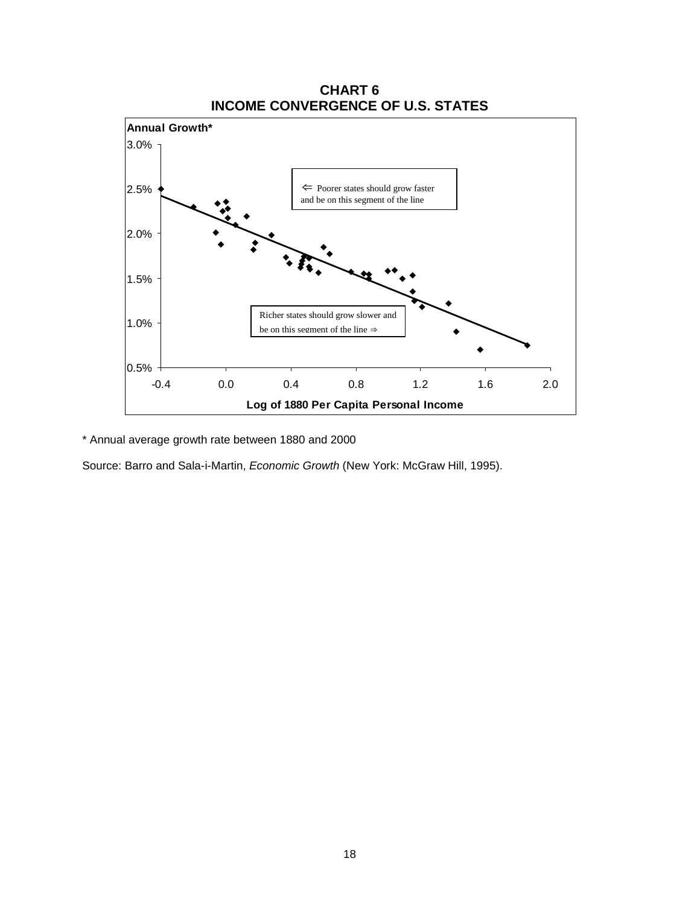**CHART 6**
**INCOME CONVERGENCE OF U.S. STATES**

**Annual Growth***

3.0%

2.5%

2.0%

1.5%

1.0%

0.5%

⇐ Poorer states should grow faster and be on this segment of the line

Richer states should grow slower and be on this segment of the line ⇒

-0.4 0.0 0.4 0.8 1.2 1.6 2.0

**Log of 1880 Per Capita Personal Income**

\* Annual average growth rate between 1880 and 2000

Source: Barro and Sala-i-Martin, *Economic Growth* (New York: McGraw Hill, 1995).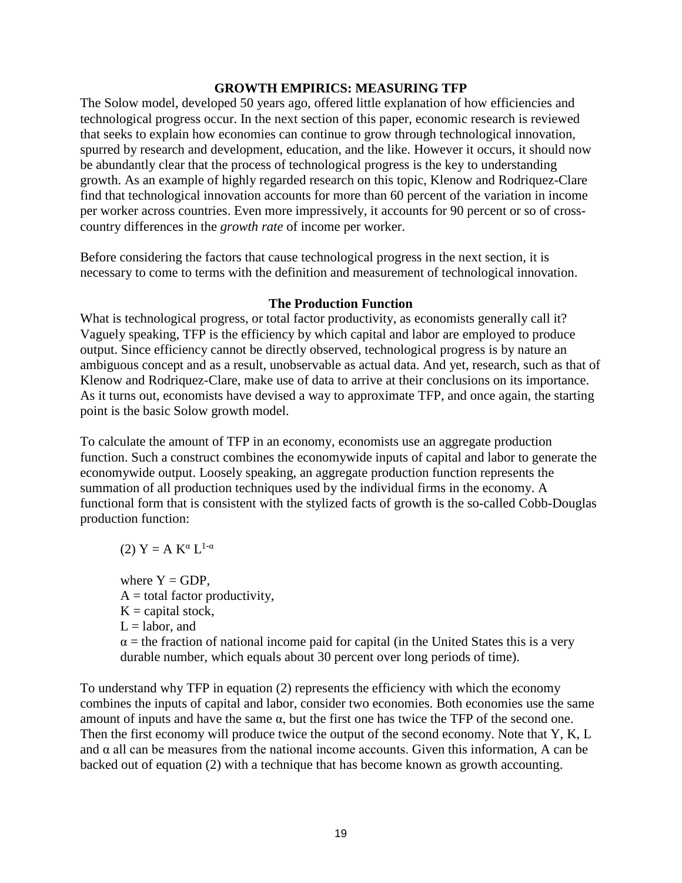## GROWTH EMPIRICS: MEASURING TFP

The Solow model, developed 50 years ago, offered little explanation of how efficiencies and technological progress occur. In the next section of this paper, economic research is reviewed that seeks to explain how economies can continue to grow through technological innovation, spurred by research and development, education, and the like. However it occurs, it should now be abundantly clear that the process of technological progress is the key to understanding growth. As an example of highly regarded research on this topic, Klenow and Rodriquez-Clare find that technological innovation accounts for more than 60 percent of the variation in income per worker across countries. Even more impressively, it accounts for 90 percent or so of cross-country differences in the *growth rate* of income per worker.

Before considering the factors that cause technological progress in the next section, it is necessary to come to terms with the definition and measurement of technological innovation.

### The Production Function

What is technological progress, or total factor productivity, as economists generally call it? Vaguely speaking, TFP is the efficiency by which capital and labor are employed to produce output. Since efficiency cannot be directly observed, technological progress is by nature an ambiguous concept and as a result, unobservable as actual data. And yet, research, such as that of Klenow and Rodriquez-Clare, make use of data to arrive at their conclusions on its importance. As it turns out, economists have devised a way to approximate TFP, and once again, the starting point is the basic Solow growth model.

To calculate the amount of TFP in an economy, economists use an aggregate production function. Such a construct combines the economywide inputs of capital and labor to generate the economywide output. Loosely speaking, an aggregate production function represents the summation of all production techniques used by the individual firms in the economy. A functional form that is consistent with the stylized facts of growth is the so-called Cobb-Douglas production function:

(2) $Y = A\,K^{\alpha}\,L^{1-\alpha}$

where $Y$ = GDP,
$A$ = total factor productivity,
$K$ = capital stock,
$L$ = labor, and
$\alpha$ = the fraction of national income paid for capital (in the United States this is a very durable number, which equals about 30 percent over long periods of time).

To understand why TFP in equation (2) represents the efficiency with which the economy combines the inputs of capital and labor, consider two economies. Both economies use the same amount of inputs and have the same $\alpha$, but the first one has twice the TFP of the second one. Then the first economy will produce twice the output of the second economy. Note that Y, K, L and $\alpha$ all can be measures from the national income accounts. Given this information, A can be backed out of equation (2) with a technique that has become known as growth accounting.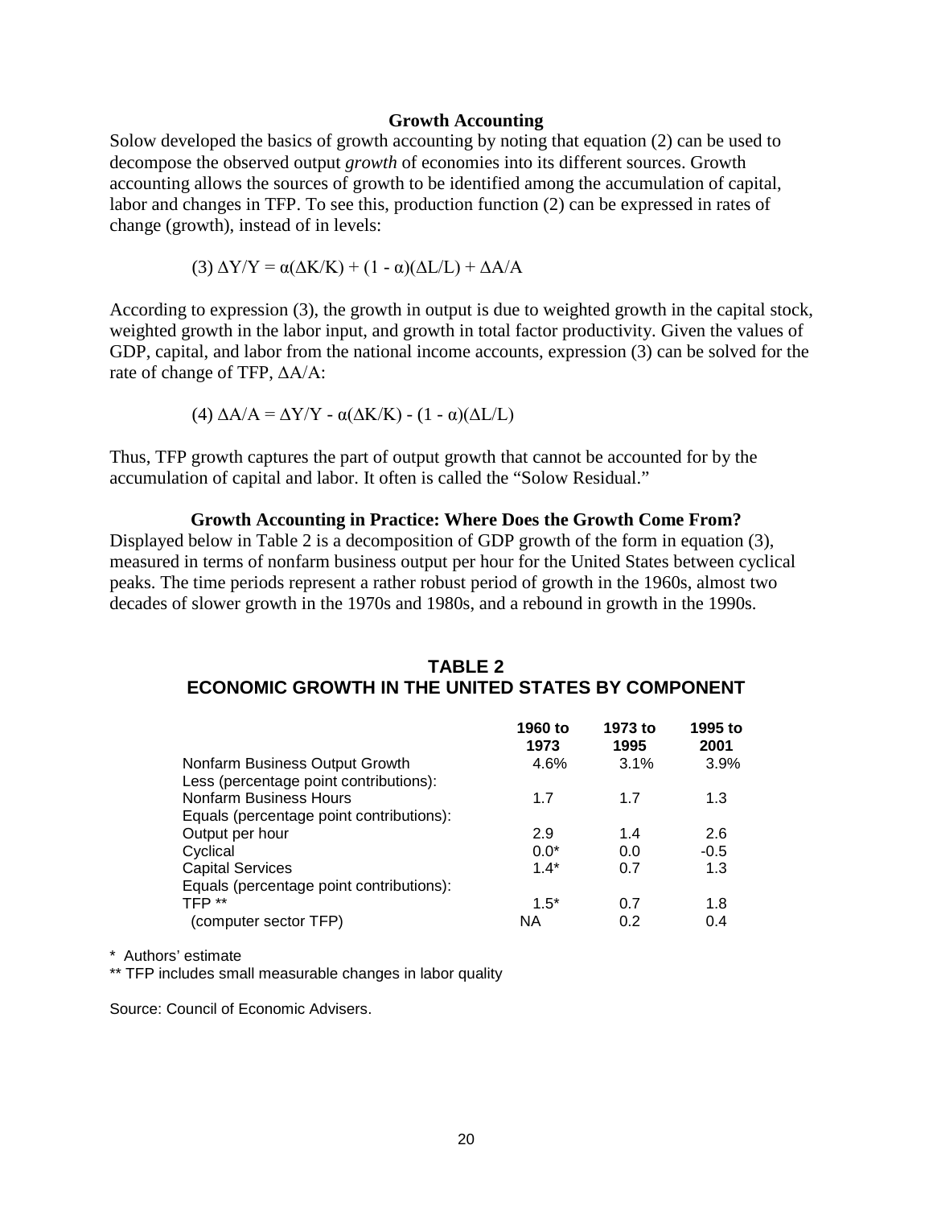### Growth Accounting

Solow developed the basics of growth accounting by noting that equation (2) can be used to decompose the observed output *growth* of economies into its different sources. Growth accounting allows the sources of growth to be identified among the accumulation of capital, labor and changes in TFP. To see this, production function (2) can be expressed in rates of change (growth), instead of in levels:

$$(3)\ \Delta Y/Y = \alpha(\Delta K/K) + (1 - \alpha)(\Delta L/L) + \Delta A/A$$

According to expression (3), the growth in output is due to weighted growth in the capital stock, weighted growth in the labor input, and growth in total factor productivity. Given the values of GDP, capital, and labor from the national income accounts, expression (3) can be solved for the rate of change of TFP, $\Delta A/A$:

$$(4)\ \Delta A/A = \Delta Y/Y - \alpha(\Delta K/K) - (1 - \alpha)(\Delta L/L)$$

Thus, TFP growth captures the part of output growth that cannot be accounted for by the accumulation of capital and labor. It often is called the "Solow Residual."

### Growth Accounting in Practice: Where Does the Growth Come From?

Displayed below in Table 2 is a decomposition of GDP growth of the form in equation (3), measured in terms of nonfarm business output per hour for the United States between cyclical peaks. The time periods represent a rather robust period of growth in the 1960s, almost two decades of slower growth in the 1970s and 1980s, and a rebound in growth in the 1990s.

**TABLE 2**
**ECONOMIC GROWTH IN THE UNITED STATES BY COMPONENT**

| | 1960 to 1973 | 1973 to 1995 | 1995 to 2001 |
|---|---|---|---|
| Nonfarm Business Output Growth | 4.6% | 3.1% | 3.9% |
| Less (percentage point contributions): | | | |
| Nonfarm Business Hours | 1.7 | 1.7 | 1.3 |
| Equals (percentage point contributions): | | | |
| Output per hour | 2.9 | 1.4 | 2.6 |
| Cyclical | 0.0* | 0.0 | -0.5 |
| Capital Services | 1.4* | 0.7 | 1.3 |
| Equals (percentage point contributions): | | | |
| TFP ** | 1.5* | 0.7 | 1.8 |
| (computer sector TFP) | NA | 0.2 | 0.4 |

\* Authors' estimate

** TFP includes small measurable changes in labor quality

Source: Council of Economic Advisers.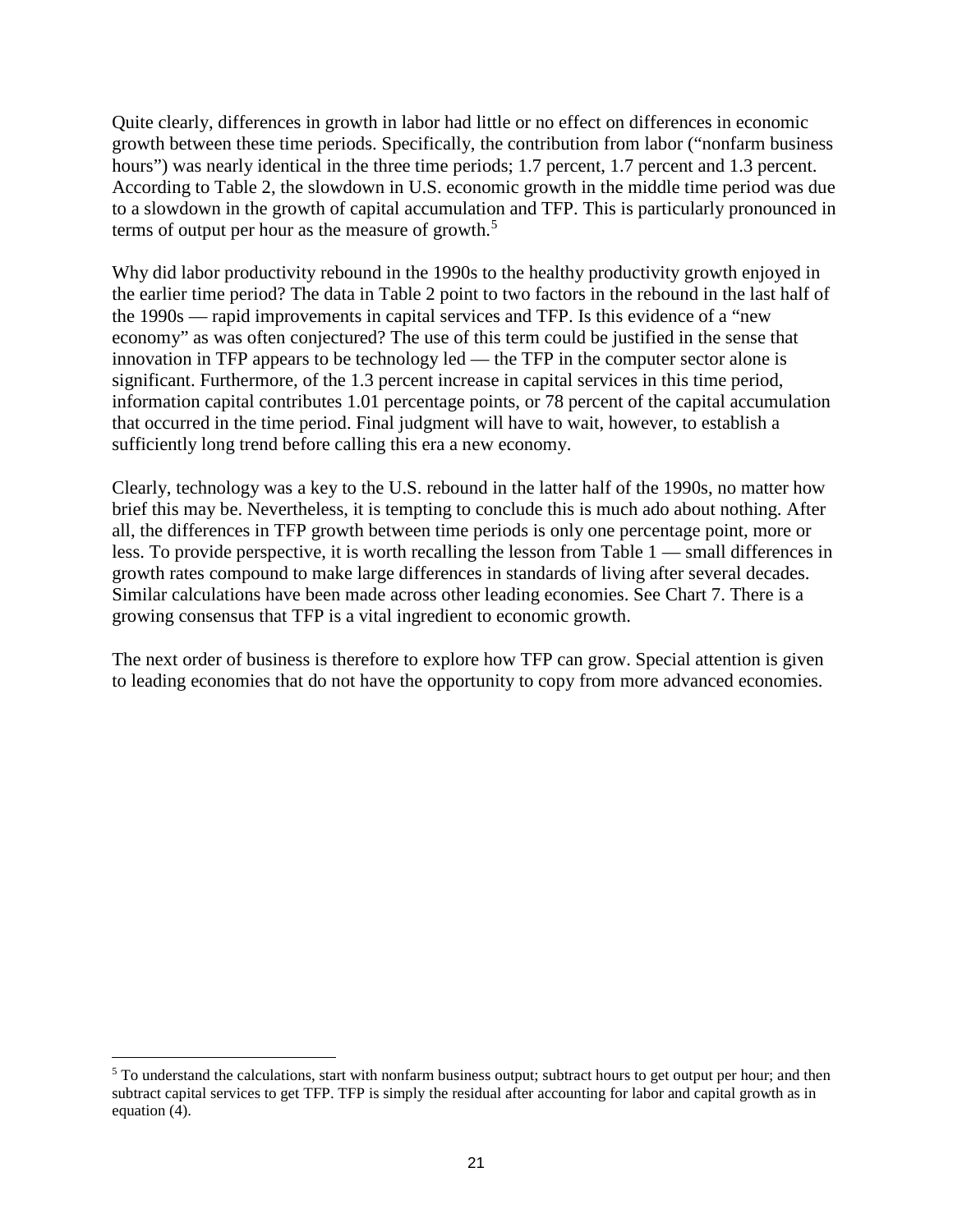Quite clearly, differences in growth in labor had little or no effect on differences in economic growth between these time periods. Specifically, the contribution from labor ("nonfarm business hours") was nearly identical in the three time periods; 1.7 percent, 1.7 percent and 1.3 percent. According to Table 2, the slowdown in U.S. economic growth in the middle time period was due to a slowdown in the growth of capital accumulation and TFP. This is particularly pronounced in terms of output per hour as the measure of growth.[5]

Why did labor productivity rebound in the 1990s to the healthy productivity growth enjoyed in the earlier time period? The data in Table 2 point to two factors in the rebound in the last half of the 1990s — rapid improvements in capital services and TFP. Is this evidence of a "new economy" as was often conjectured? The use of this term could be justified in the sense that innovation in TFP appears to be technology led — the TFP in the computer sector alone is significant. Furthermore, of the 1.3 percent increase in capital services in this time period, information capital contributes 1.01 percentage points, or 78 percent of the capital accumulation that occurred in the time period. Final judgment will have to wait, however, to establish a sufficiently long trend before calling this era a new economy.

Clearly, technology was a key to the U.S. rebound in the latter half of the 1990s, no matter how brief this may be. Nevertheless, it is tempting to conclude this is much ado about nothing. After all, the differences in TFP growth between time periods is only one percentage point, more or less. To provide perspective, it is worth recalling the lesson from Table 1 — small differences in growth rates compound to make large differences in standards of living after several decades. Similar calculations have been made across other leading economies. See Chart 7. There is a growing consensus that TFP is a vital ingredient to economic growth.

The next order of business is therefore to explore how TFP can grow. Special attention is given to leading economies that do not have the opportunity to copy from more advanced economies.

[5] To understand the calculations, start with nonfarm business output; subtract hours to get output per hour; and then subtract capital services to get TFP. TFP is simply the residual after accounting for labor and capital growth as in equation (4).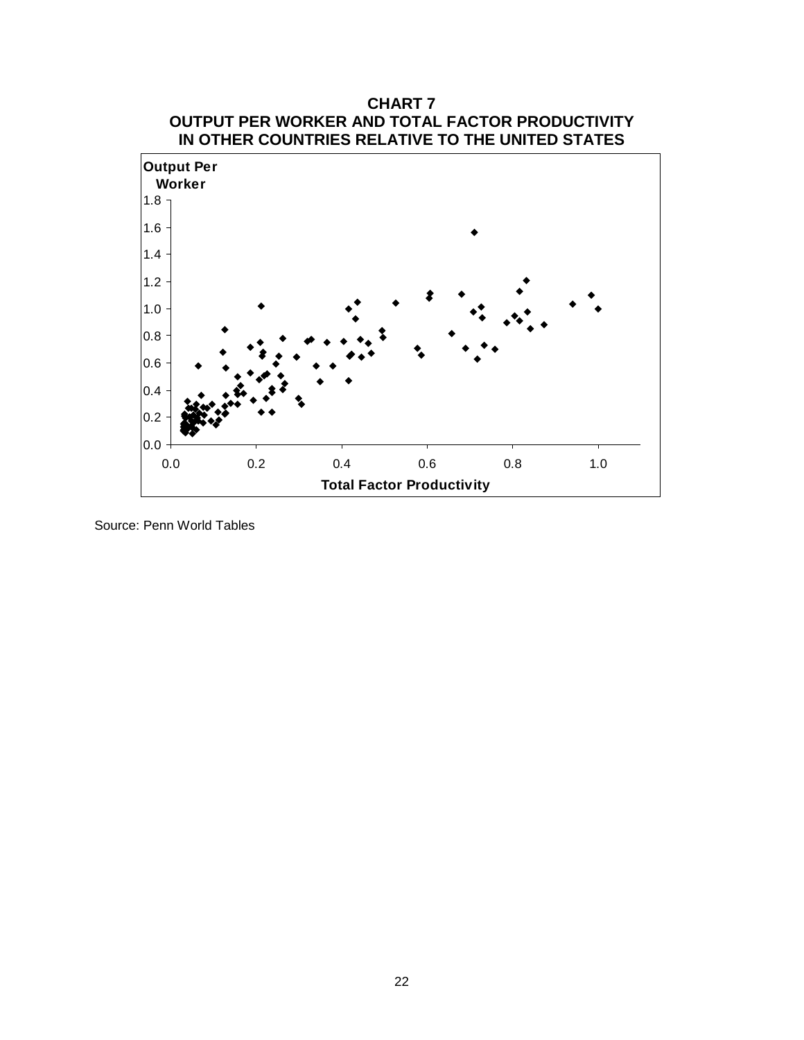**CHART 7**
**OUTPUT PER WORKER AND TOTAL FACTOR PRODUCTIVITY IN OTHER COUNTRIES RELATIVE TO THE UNITED STATES**

Source: Penn World Tables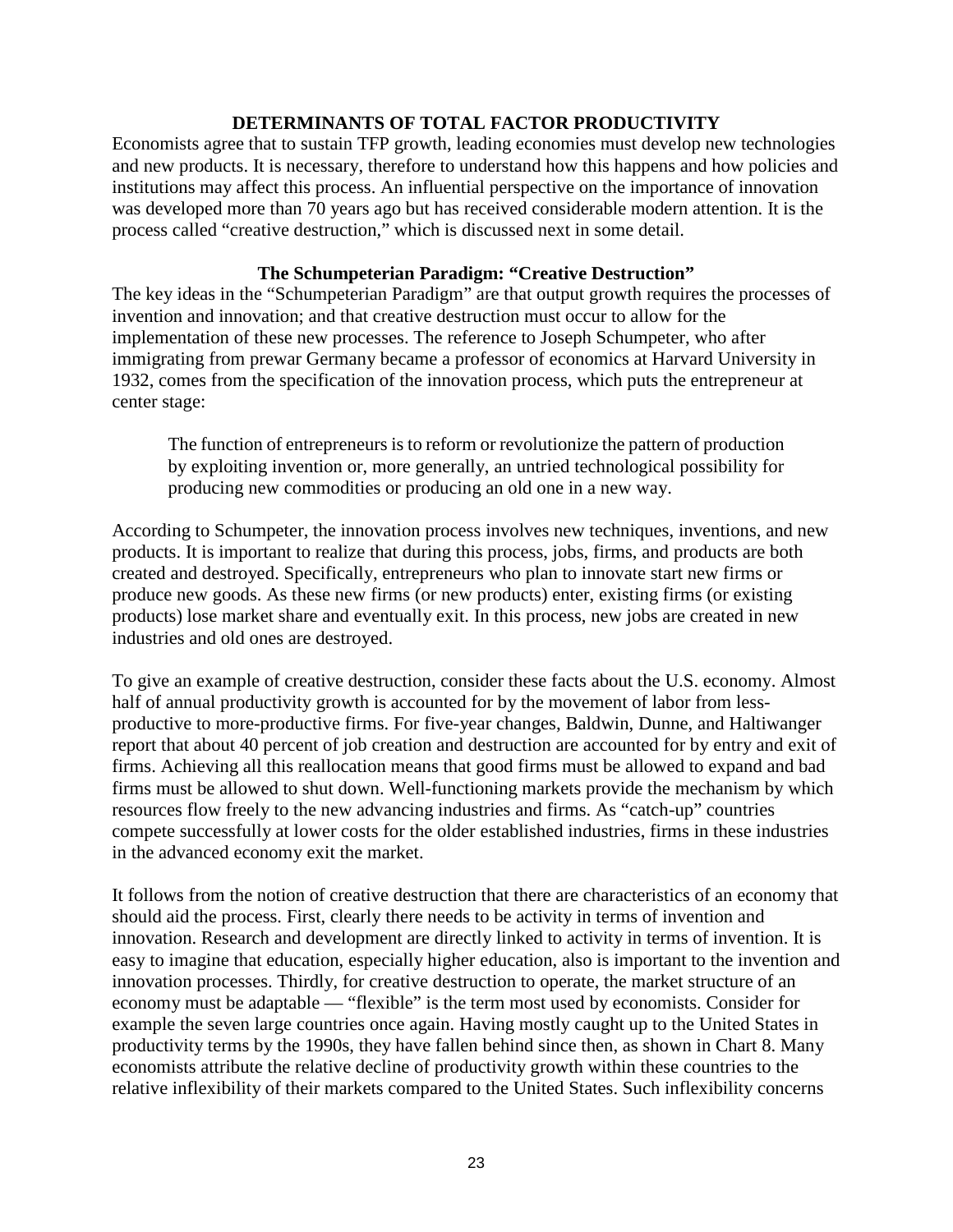## DETERMINANTS OF TOTAL FACTOR PRODUCTIVITY

Economists agree that to sustain TFP growth, leading economies must develop new technologies and new products. It is necessary, therefore to understand how this happens and how policies and institutions may affect this process. An influential perspective on the importance of innovation was developed more than 70 years ago but has received considerable modern attention. It is the process called "creative destruction," which is discussed next in some detail.

### The Schumpeterian Paradigm: "Creative Destruction"

The key ideas in the "Schumpeterian Paradigm" are that output growth requires the processes of invention and innovation; and that creative destruction must occur to allow for the implementation of these new processes. The reference to Joseph Schumpeter, who after immigrating from prewar Germany became a professor of economics at Harvard University in 1932, comes from the specification of the innovation process, which puts the entrepreneur at center stage:

> The function of entrepreneurs is to reform or revolutionize the pattern of production by exploiting invention or, more generally, an untried technological possibility for producing new commodities or producing an old one in a new way.

According to Schumpeter, the innovation process involves new techniques, inventions, and new products. It is important to realize that during this process, jobs, firms, and products are both created and destroyed. Specifically, entrepreneurs who plan to innovate start new firms or produce new goods. As these new firms (or new products) enter, existing firms (or existing products) lose market share and eventually exit. In this process, new jobs are created in new industries and old ones are destroyed.

To give an example of creative destruction, consider these facts about the U.S. economy. Almost half of annual productivity growth is accounted for by the movement of labor from less-productive to more-productive firms. For five-year changes, Baldwin, Dunne, and Haltiwanger report that about 40 percent of job creation and destruction are accounted for by entry and exit of firms. Achieving all this reallocation means that good firms must be allowed to expand and bad firms must be allowed to shut down. Well-functioning markets provide the mechanism by which resources flow freely to the new advancing industries and firms. As "catch-up" countries compete successfully at lower costs for the older established industries, firms in these industries in the advanced economy exit the market.

It follows from the notion of creative destruction that there are characteristics of an economy that should aid the process. First, clearly there needs to be activity in terms of invention and innovation. Research and development are directly linked to activity in terms of invention. It is easy to imagine that education, especially higher education, also is important to the invention and innovation processes. Thirdly, for creative destruction to operate, the market structure of an economy must be adaptable — "flexible" is the term most used by economists. Consider for example the seven large countries once again. Having mostly caught up to the United States in productivity terms by the 1990s, they have fallen behind since then, as shown in Chart 8. Many economists attribute the relative decline of productivity growth within these countries to the relative inflexibility of their markets compared to the United States. Such inflexibility concerns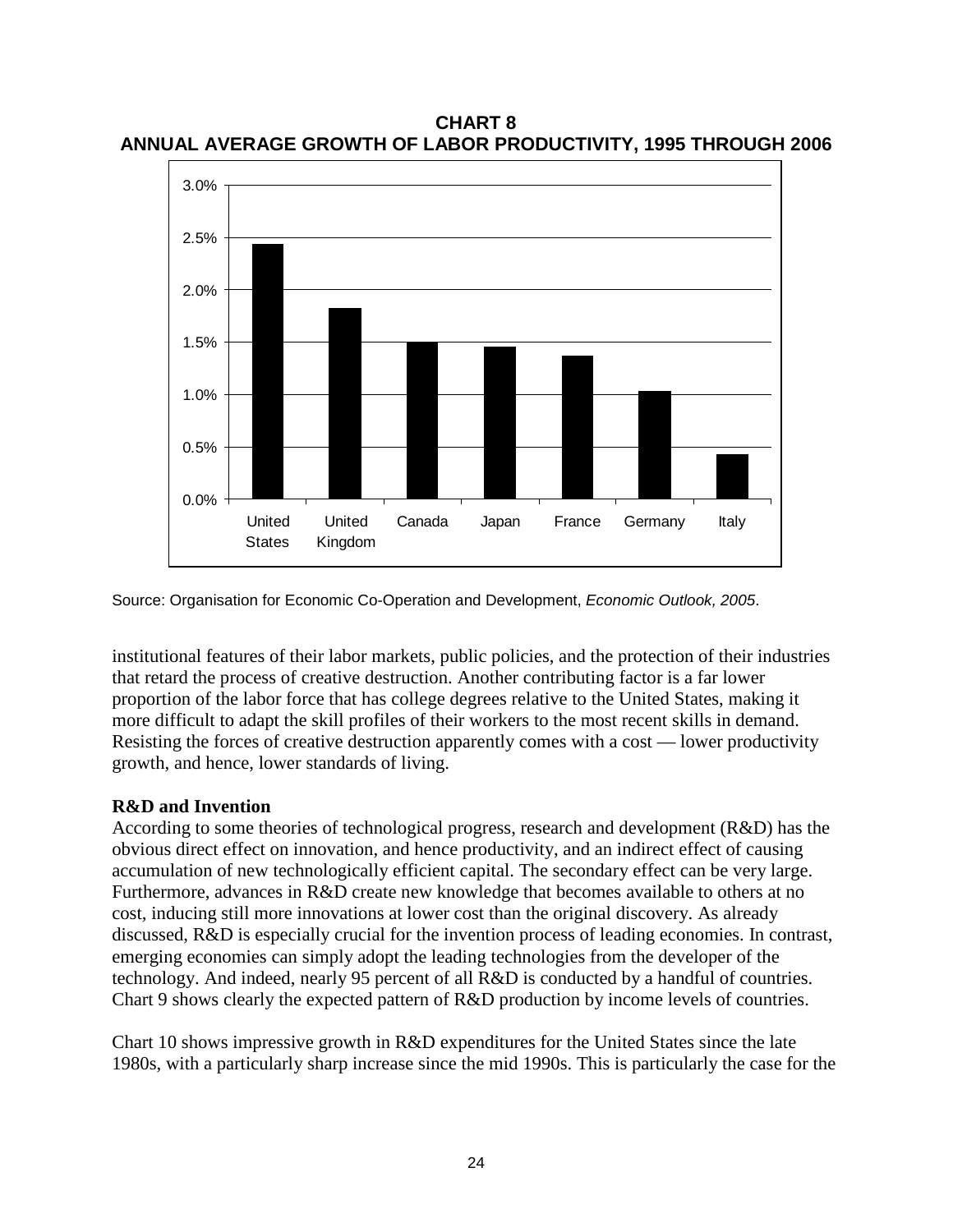**CHART 8**
**ANNUAL AVERAGE GROWTH OF LABOR PRODUCTIVITY, 1995 THROUGH 2006**

Source: Organisation for Economic Co-Operation and Development, *Economic Outlook, 2005*.

institutional features of their labor markets, public policies, and the protection of their industries that retard the process of creative destruction. Another contributing factor is a far lower proportion of the labor force that has college degrees relative to the United States, making it more difficult to adapt the skill profiles of their workers to the most recent skills in demand. Resisting the forces of creative destruction apparently comes with a cost — lower productivity growth, and hence, lower standards of living.

**R&D and Invention**

According to some theories of technological progress, research and development (R&D) has the obvious direct effect on innovation, and hence productivity, and an indirect effect of causing accumulation of new technologically efficient capital. The secondary effect can be very large. Furthermore, advances in R&D create new knowledge that becomes available to others at no cost, inducing still more innovations at lower cost than the original discovery. As already discussed, R&D is especially crucial for the invention process of leading economies. In contrast, emerging economies can simply adopt the leading technologies from the developer of the technology. And indeed, nearly 95 percent of all R&D is conducted by a handful of countries. Chart 9 shows clearly the expected pattern of R&D production by income levels of countries.

Chart 10 shows impressive growth in R&D expenditures for the United States since the late 1980s, with a particularly sharp increase since the mid 1990s. This is particularly the case for the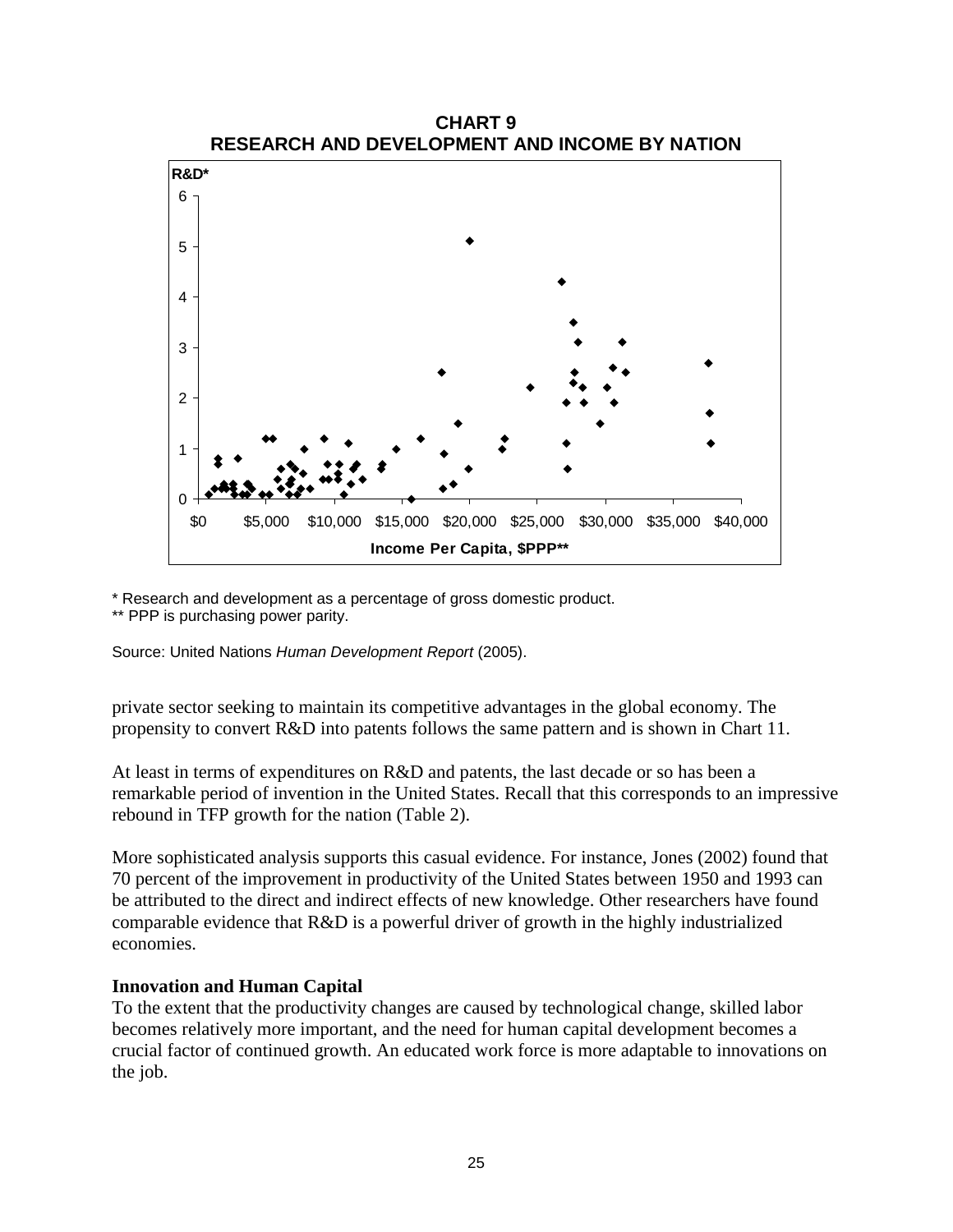**CHART 9**
**RESEARCH AND DEVELOPMENT AND INCOME BY NATION**

\* Research and development as a percentage of gross domestic product.
\*\* PPP is purchasing power parity.

Source: United Nations *Human Development Report* (2005).

private sector seeking to maintain its competitive advantages in the global economy. The propensity to convert R&D into patents follows the same pattern and is shown in Chart 11.

At least in terms of expenditures on R&D and patents, the last decade or so has been a remarkable period of invention in the United States. Recall that this corresponds to an impressive rebound in TFP growth for the nation (Table 2).

More sophisticated analysis supports this casual evidence. For instance, Jones (2002) found that 70 percent of the improvement in productivity of the United States between 1950 and 1993 can be attributed to the direct and indirect effects of new knowledge. Other researchers have found comparable evidence that R&D is a powerful driver of growth in the highly industrialized economies.

### Innovation and Human Capital

To the extent that the productivity changes are caused by technological change, skilled labor becomes relatively more important, and the need for human capital development becomes a crucial factor of continued growth. An educated work force is more adaptable to innovations on the job.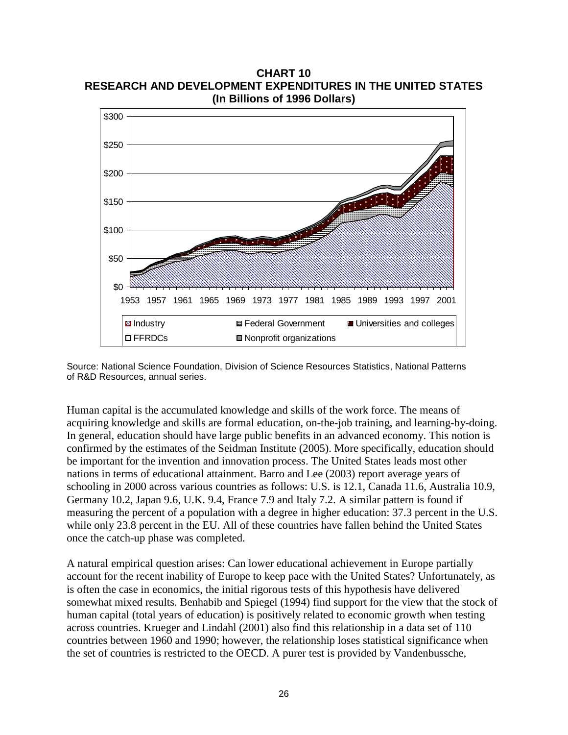**CHART 10**
**RESEARCH AND DEVELOPMENT EXPENDITURES IN THE UNITED STATES**
**(In Billions of 1996 Dollars)**

Source: National Science Foundation, Division of Science Resources Statistics, National Patterns of R&D Resources, annual series.

Human capital is the accumulated knowledge and skills of the work force. The means of acquiring knowledge and skills are formal education, on-the-job training, and learning-by-doing. In general, education should have large public benefits in an advanced economy. This notion is confirmed by the estimates of the Seidman Institute (2005). More specifically, education should be important for the invention and innovation process. The United States leads most other nations in terms of educational attainment. Barro and Lee (2003) report average years of schooling in 2000 across various countries as follows: U.S. is 12.1, Canada 11.6, Australia 10.9, Germany 10.2, Japan 9.6, U.K. 9.4, France 7.9 and Italy 7.2. A similar pattern is found if measuring the percent of a population with a degree in higher education: 37.3 percent in the U.S. while only 23.8 percent in the EU. All of these countries have fallen behind the United States once the catch-up phase was completed.

A natural empirical question arises: Can lower educational achievement in Europe partially account for the recent inability of Europe to keep pace with the United States? Unfortunately, as is often the case in economics, the initial rigorous tests of this hypothesis have delivered somewhat mixed results. Benhabib and Spiegel (1994) find support for the view that the stock of human capital (total years of education) is positively related to economic growth when testing across countries. Krueger and Lindahl (2001) also find this relationship in a data set of 110 countries between 1960 and 1990; however, the relationship loses statistical significance when the set of countries is restricted to the OECD. A purer test is provided by Vandenbussche,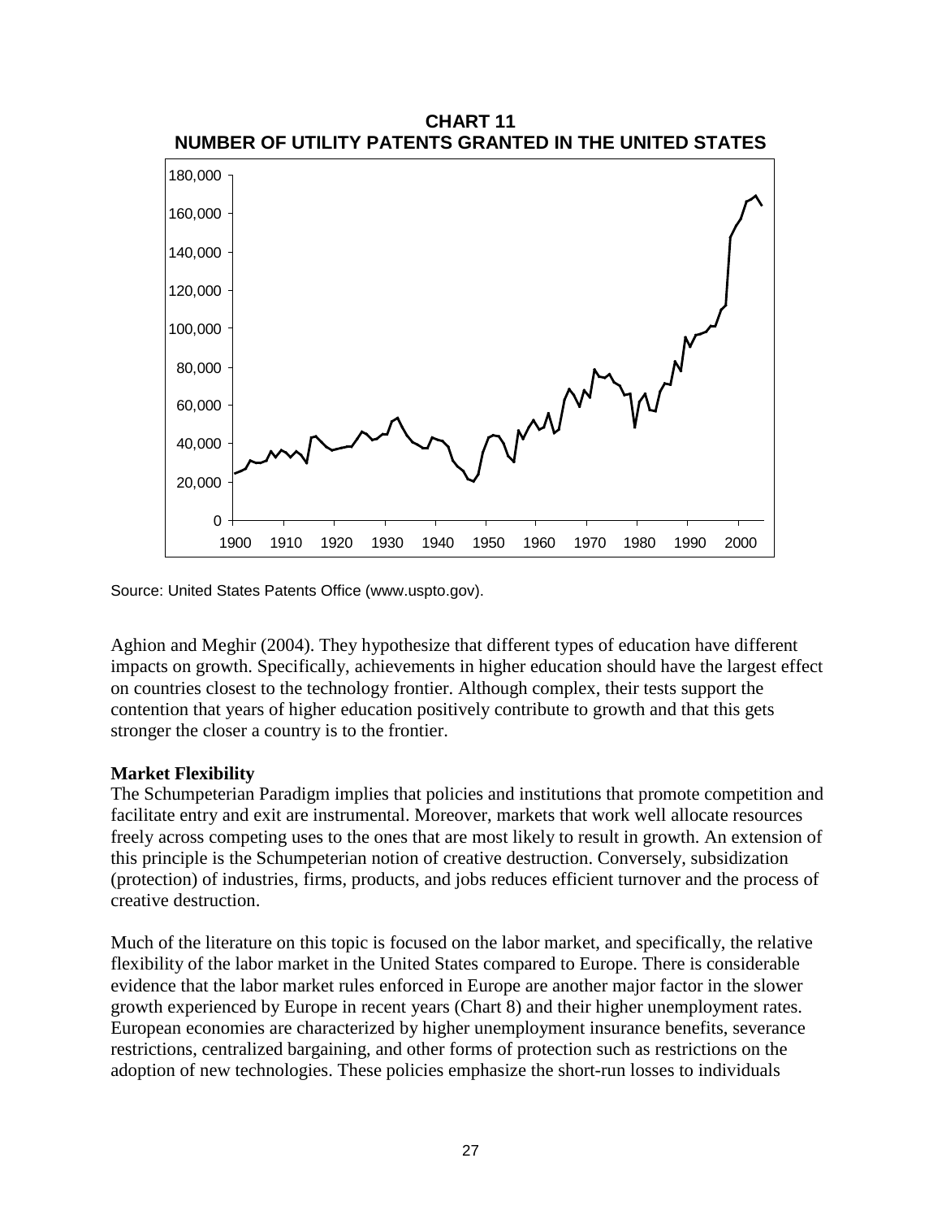**CHART 11**
**NUMBER OF UTILITY PATENTS GRANTED IN THE UNITED STATES**

Source: United States Patents Office (www.uspto.gov).

Aghion and Meghir (2004). They hypothesize that different types of education have different impacts on growth. Specifically, achievements in higher education should have the largest effect on countries closest to the technology frontier. Although complex, their tests support the contention that years of higher education positively contribute to growth and that this gets stronger the closer a country is to the frontier.

**Market Flexibility**

The Schumpeterian Paradigm implies that policies and institutions that promote competition and facilitate entry and exit are instrumental. Moreover, markets that work well allocate resources freely across competing uses to the ones that are most likely to result in growth. An extension of this principle is the Schumpeterian notion of creative destruction. Conversely, subsidization (protection) of industries, firms, products, and jobs reduces efficient turnover and the process of creative destruction.

Much of the literature on this topic is focused on the labor market, and specifically, the relative flexibility of the labor market in the United States compared to Europe. There is considerable evidence that the labor market rules enforced in Europe are another major factor in the slower growth experienced by Europe in recent years (Chart 8) and their higher unemployment rates. European economies are characterized by higher unemployment insurance benefits, severance restrictions, centralized bargaining, and other forms of protection such as restrictions on the adoption of new technologies. These policies emphasize the short-run losses to individuals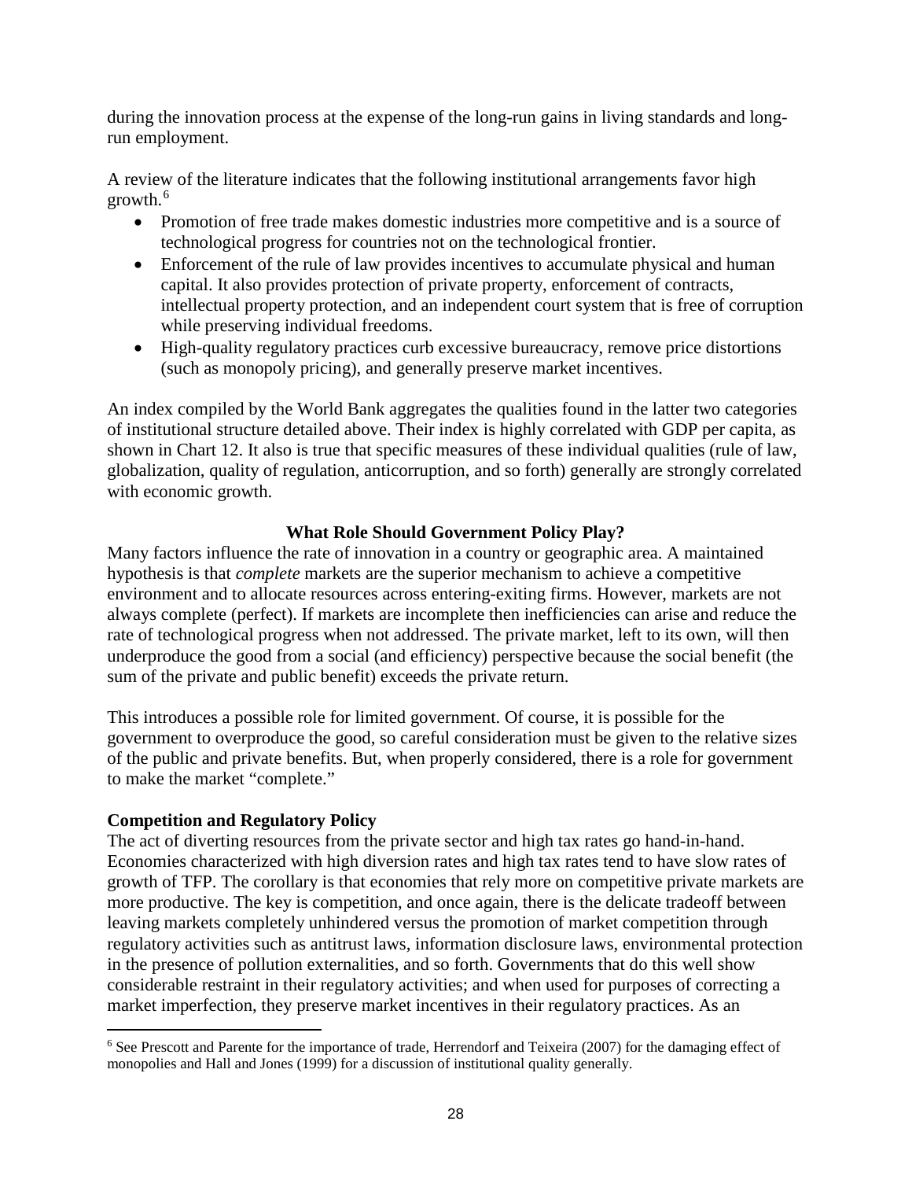during the innovation process at the expense of the long-run gains in living standards and long-run employment.

A review of the literature indicates that the following institutional arrangements favor high growth.[6]

- Promotion of free trade makes domestic industries more competitive and is a source of technological progress for countries not on the technological frontier.
- Enforcement of the rule of law provides incentives to accumulate physical and human capital. It also provides protection of private property, enforcement of contracts, intellectual property protection, and an independent court system that is free of corruption while preserving individual freedoms.
- High-quality regulatory practices curb excessive bureaucracy, remove price distortions (such as monopoly pricing), and generally preserve market incentives.

An index compiled by the World Bank aggregates the qualities found in the latter two categories of institutional structure detailed above. Their index is highly correlated with GDP per capita, as shown in Chart 12. It also is true that specific measures of these individual qualities (rule of law, globalization, quality of regulation, anticorruption, and so forth) generally are strongly correlated with economic growth.

## What Role Should Government Policy Play?

Many factors influence the rate of innovation in a country or geographic area. A maintained hypothesis is that *complete* markets are the superior mechanism to achieve a competitive environment and to allocate resources across entering-exiting firms. However, markets are not always complete (perfect). If markets are incomplete then inefficiencies can arise and reduce the rate of technological progress when not addressed. The private market, left to its own, will then underproduce the good from a social (and efficiency) perspective because the social benefit (the sum of the private and public benefit) exceeds the private return.

This introduces a possible role for limited government. Of course, it is possible for the government to overproduce the good, so careful consideration must be given to the relative sizes of the public and private benefits. But, when properly considered, there is a role for government to make the market "complete."

### Competition and Regulatory Policy

The act of diverting resources from the private sector and high tax rates go hand-in-hand. Economies characterized with high diversion rates and high tax rates tend to have slow rates of growth of TFP. The corollary is that economies that rely more on competitive private markets are more productive. The key is competition, and once again, there is the delicate tradeoff between leaving markets completely unhindered versus the promotion of market competition through regulatory activities such as antitrust laws, information disclosure laws, environmental protection in the presence of pollution externalities, and so forth. Governments that do this well show considerable restraint in their regulatory activities; and when used for purposes of correcting a market imperfection, they preserve market incentives in their regulatory practices. As an

[6] See Prescott and Parente for the importance of trade, Herrendorf and Teixeira (2007) for the damaging effect of monopolies and Hall and Jones (1999) for a discussion of institutional quality generally.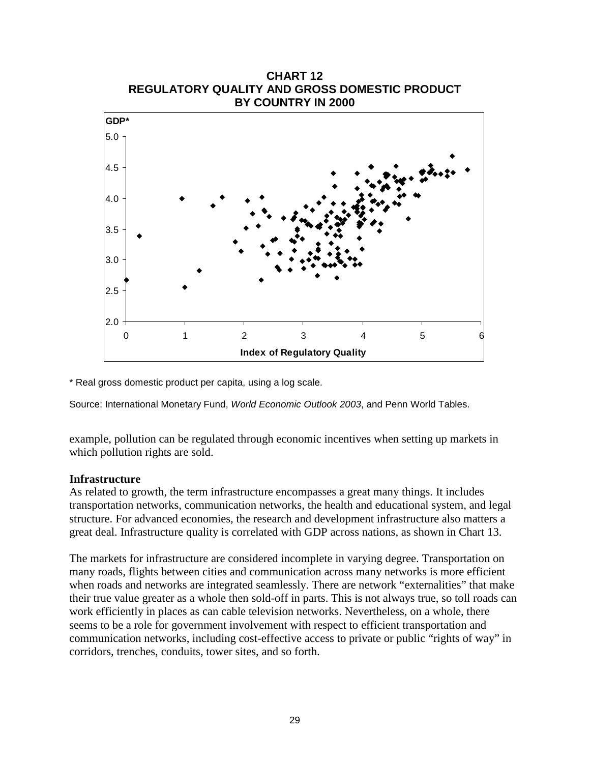**CHART 12**
**REGULATORY QUALITY AND GROSS DOMESTIC PRODUCT BY COUNTRY IN 2000**

\* Real gross domestic product per capita, using a log scale.

Source: International Monetary Fund, *World Economic Outlook 2003*, and Penn World Tables.

example, pollution can be regulated through economic incentives when setting up markets in which pollution rights are sold.

**Infrastructure**

As related to growth, the term infrastructure encompasses a great many things. It includes transportation networks, communication networks, the health and educational system, and legal structure. For advanced economies, the research and development infrastructure also matters a great deal. Infrastructure quality is correlated with GDP across nations, as shown in Chart 13.

The markets for infrastructure are considered incomplete in varying degree. Transportation on many roads, flights between cities and communication across many networks is more efficient when roads and networks are integrated seamlessly. There are network "externalities" that make their true value greater as a whole then sold-off in parts. This is not always true, so toll roads can work efficiently in places as can cable television networks. Nevertheless, on a whole, there seems to be a role for government involvement with respect to efficient transportation and communication networks, including cost-effective access to private or public "rights of way" in corridors, trenches, conduits, tower sites, and so forth.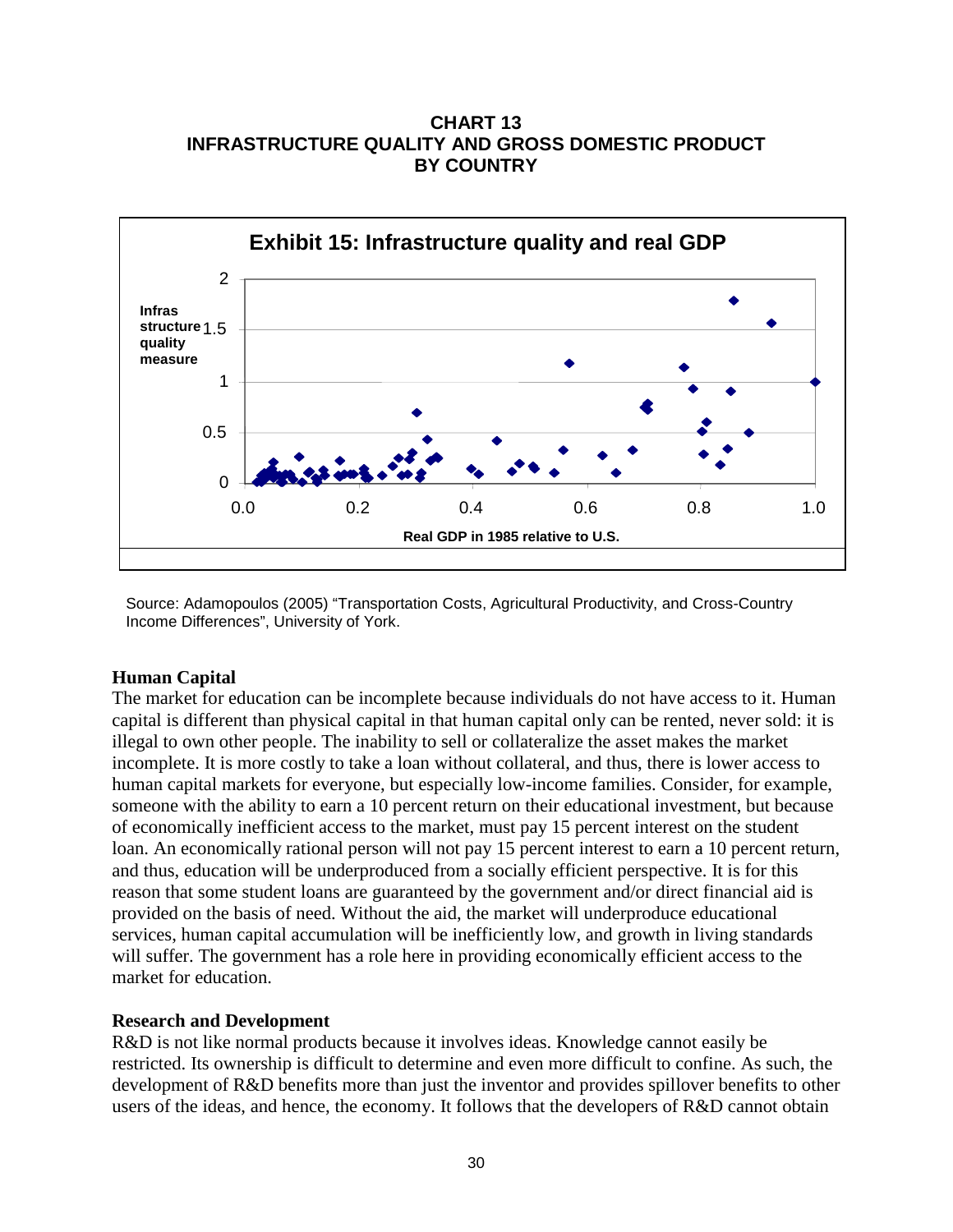**CHART 13**
**INFRASTRUCTURE QUALITY AND GROSS DOMESTIC PRODUCT BY COUNTRY**

**Exhibit 15: Infrastructure quality and real GDP**

Source: Adamopoulos (2005) "Transportation Costs, Agricultural Productivity, and Cross-Country Income Differences", University of York.

**Human Capital**

The market for education can be incomplete because individuals do not have access to it. Human capital is different than physical capital in that human capital only can be rented, never sold: it is illegal to own other people. The inability to sell or collateralize the asset makes the market incomplete. It is more costly to take a loan without collateral, and thus, there is lower access to human capital markets for everyone, but especially low-income families. Consider, for example, someone with the ability to earn a 10 percent return on their educational investment, but because of economically inefficient access to the market, must pay 15 percent interest on the student loan. An economically rational person will not pay 15 percent interest to earn a 10 percent return, and thus, education will be underproduced from a socially efficient perspective. It is for this reason that some student loans are guaranteed by the government and/or direct financial aid is provided on the basis of need. Without the aid, the market will underproduce educational services, human capital accumulation will be inefficiently low, and growth in living standards will suffer. The government has a role here in providing economically efficient access to the market for education.

**Research and Development**

R&D is not like normal products because it involves ideas. Knowledge cannot easily be restricted. Its ownership is difficult to determine and even more difficult to confine. As such, the development of R&D benefits more than just the inventor and provides spillover benefits to other users of the ideas, and hence, the economy. It follows that the developers of R&D cannot obtain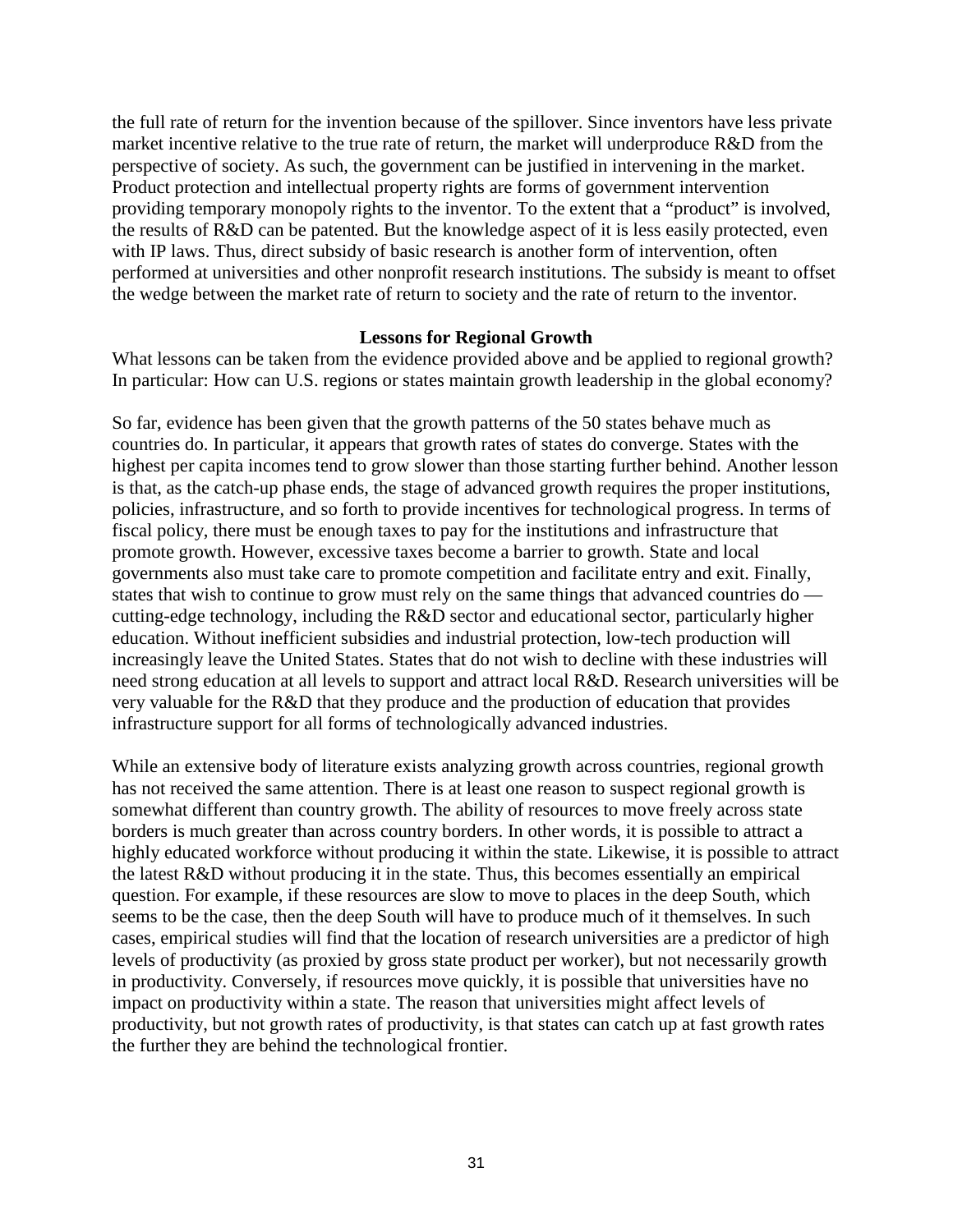the full rate of return for the invention because of the spillover. Since inventors have less private market incentive relative to the true rate of return, the market will underproduce R&D from the perspective of society. As such, the government can be justified in intervening in the market. Product protection and intellectual property rights are forms of government intervention providing temporary monopoly rights to the inventor. To the extent that a "product" is involved, the results of R&D can be patented. But the knowledge aspect of it is less easily protected, even with IP laws. Thus, direct subsidy of basic research is another form of intervention, often performed at universities and other nonprofit research institutions. The subsidy is meant to offset the wedge between the market rate of return to society and the rate of return to the inventor.

## Lessons for Regional Growth

What lessons can be taken from the evidence provided above and be applied to regional growth? In particular: How can U.S. regions or states maintain growth leadership in the global economy?

So far, evidence has been given that the growth patterns of the 50 states behave much as countries do. In particular, it appears that growth rates of states do converge. States with the highest per capita incomes tend to grow slower than those starting further behind. Another lesson is that, as the catch-up phase ends, the stage of advanced growth requires the proper institutions, policies, infrastructure, and so forth to provide incentives for technological progress. In terms of fiscal policy, there must be enough taxes to pay for the institutions and infrastructure that promote growth. However, excessive taxes become a barrier to growth. State and local governments also must take care to promote competition and facilitate entry and exit. Finally, states that wish to continue to grow must rely on the same things that advanced countries do — cutting-edge technology, including the R&D sector and educational sector, particularly higher education. Without inefficient subsidies and industrial protection, low-tech production will increasingly leave the United States. States that do not wish to decline with these industries will need strong education at all levels to support and attract local R&D. Research universities will be very valuable for the R&D that they produce and the production of education that provides infrastructure support for all forms of technologically advanced industries.

While an extensive body of literature exists analyzing growth across countries, regional growth has not received the same attention. There is at least one reason to suspect regional growth is somewhat different than country growth. The ability of resources to move freely across state borders is much greater than across country borders. In other words, it is possible to attract a highly educated workforce without producing it within the state. Likewise, it is possible to attract the latest R&D without producing it in the state. Thus, this becomes essentially an empirical question. For example, if these resources are slow to move to places in the deep South, which seems to be the case, then the deep South will have to produce much of it themselves. In such cases, empirical studies will find that the location of research universities are a predictor of high levels of productivity (as proxied by gross state product per worker), but not necessarily growth in productivity. Conversely, if resources move quickly, it is possible that universities have no impact on productivity within a state. The reason that universities might affect levels of productivity, but not growth rates of productivity, is that states can catch up at fast growth rates the further they are behind the technological frontier.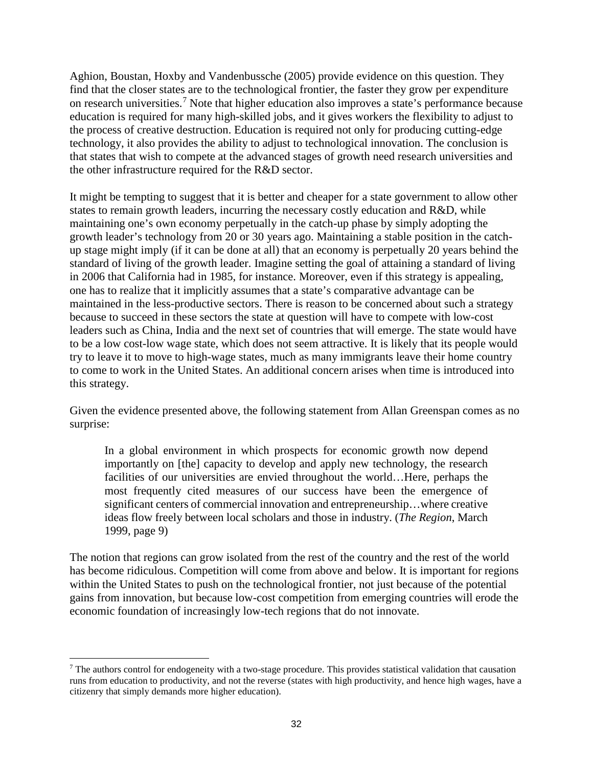Aghion, Boustan, Hoxby and Vandenbussche (2005) provide evidence on this question. They find that the closer states are to the technological frontier, the faster they grow per expenditure on research universities.[7] Note that higher education also improves a state's performance because education is required for many high-skilled jobs, and it gives workers the flexibility to adjust to the process of creative destruction. Education is required not only for producing cutting-edge technology, it also provides the ability to adjust to technological innovation. The conclusion is that states that wish to compete at the advanced stages of growth need research universities and the other infrastructure required for the R&D sector.

It might be tempting to suggest that it is better and cheaper for a state government to allow other states to remain growth leaders, incurring the necessary costly education and R&D, while maintaining one's own economy perpetually in the catch-up phase by simply adopting the growth leader's technology from 20 or 30 years ago. Maintaining a stable position in the catch-up stage might imply (if it can be done at all) that an economy is perpetually 20 years behind the standard of living of the growth leader. Imagine setting the goal of attaining a standard of living in 2006 that California had in 1985, for instance. Moreover, even if this strategy is appealing, one has to realize that it implicitly assumes that a state's comparative advantage can be maintained in the less-productive sectors. There is reason to be concerned about such a strategy because to succeed in these sectors the state at question will have to compete with low-cost leaders such as China, India and the next set of countries that will emerge. The state would have to be a low cost-low wage state, which does not seem attractive. It is likely that its people would try to leave it to move to high-wage states, much as many immigrants leave their home country to come to work in the United States. An additional concern arises when time is introduced into this strategy.

Given the evidence presented above, the following statement from Allan Greenspan comes as no surprise:

> In a global environment in which prospects for economic growth now depend importantly on [the] capacity to develop and apply new technology, the research facilities of our universities are envied throughout the world…Here, perhaps the most frequently cited measures of our success have been the emergence of significant centers of commercial innovation and entrepreneurship…where creative ideas flow freely between local scholars and those in industry. (*The Region*, March 1999, page 9)

The notion that regions can grow isolated from the rest of the country and the rest of the world has become ridiculous. Competition will come from above and below. It is important for regions within the United States to push on the technological frontier, not just because of the potential gains from innovation, but because low-cost competition from emerging countries will erode the economic foundation of increasingly low-tech regions that do not innovate.

---

[7] The authors control for endogeneity with a two-stage procedure. This provides statistical validation that causation runs from education to productivity, and not the reverse (states with high productivity, and hence high wages, have a citizenry that simply demands more higher education).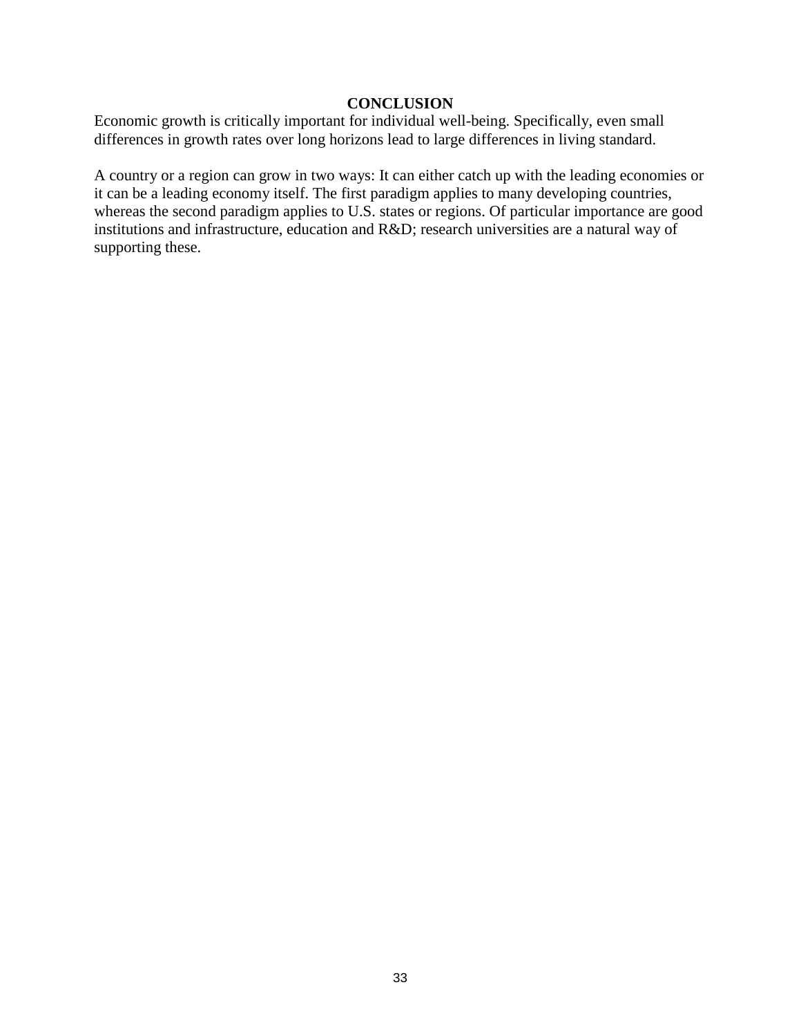## CONCLUSION

Economic growth is critically important for individual well-being. Specifically, even small differences in growth rates over long horizons lead to large differences in living standard.

A country or a region can grow in two ways: It can either catch up with the leading economies or it can be a leading economy itself. The first paradigm applies to many developing countries, whereas the second paradigm applies to U.S. states or regions. Of particular importance are good institutions and infrastructure, education and R&D; research universities are a natural way of supporting these.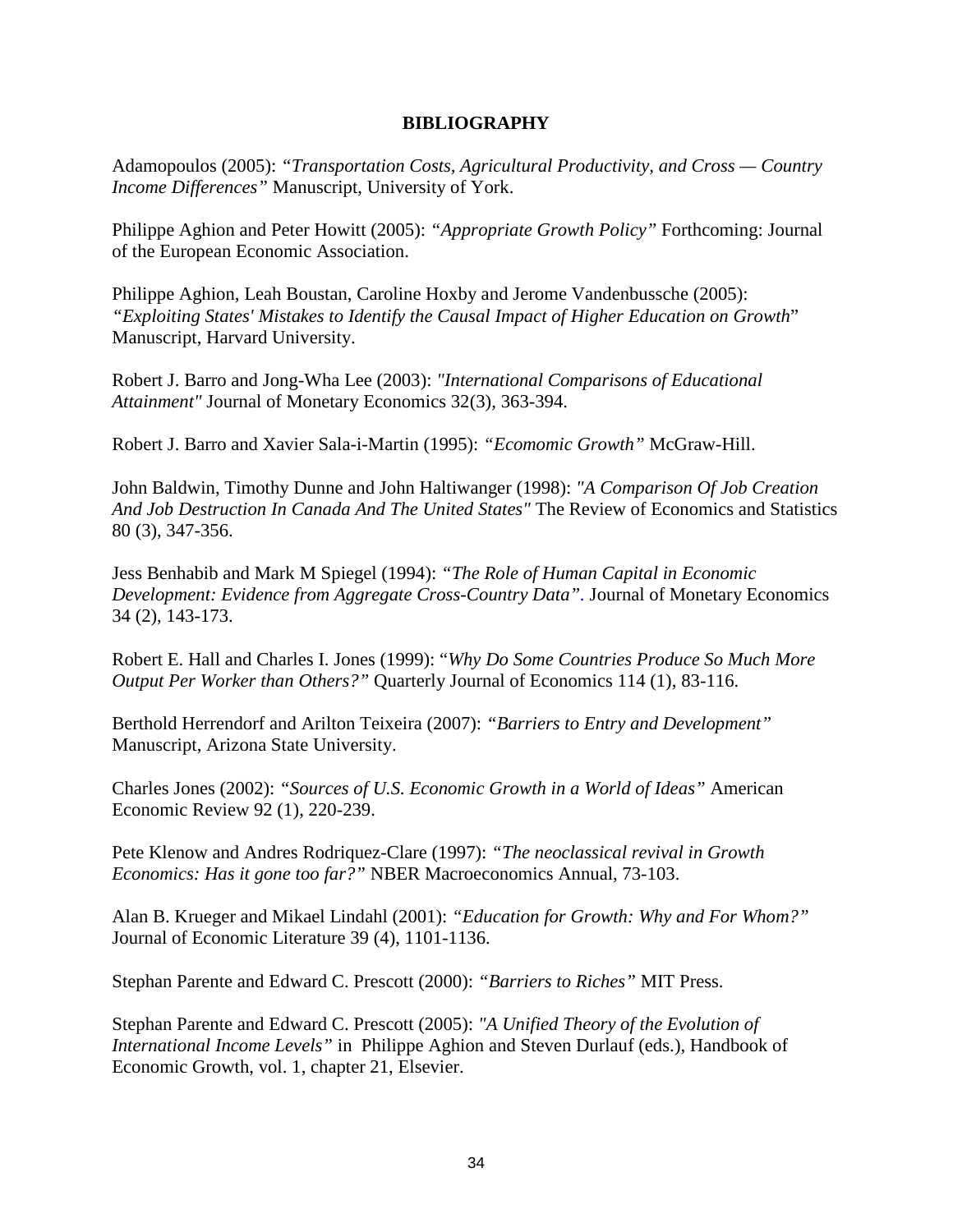**BIBLIOGRAPHY**

Adamopoulos (2005): *"Transportation Costs, Agricultural Productivity, and Cross — Country Income Differences"* Manuscript, University of York.

Philippe Aghion and Peter Howitt (2005): *"Appropriate Growth Policy"* Forthcoming: Journal of the European Economic Association.

Philippe Aghion, Leah Boustan, Caroline Hoxby and Jerome Vandenbussche (2005): *"Exploiting States' Mistakes to Identify the Causal Impact of Higher Education on Growth"* Manuscript, Harvard University.

Robert J. Barro and Jong-Wha Lee (2003): *"International Comparisons of Educational Attainment"* Journal of Monetary Economics 32(3), 363-394.

Robert J. Barro and Xavier Sala-i-Martin (1995): *"Ecomomic Growth"* McGraw-Hill.

John Baldwin, Timothy Dunne and John Haltiwanger (1998): *"A Comparison Of Job Creation And Job Destruction In Canada And The United States"* The Review of Economics and Statistics 80 (3), 347-356.

Jess Benhabib and Mark M Spiegel (1994): *"The Role of Human Capital in Economic Development: Evidence from Aggregate Cross-Country Data"*. Journal of Monetary Economics 34 (2), 143-173.

Robert E. Hall and Charles I. Jones (1999): "*Why Do Some Countries Produce So Much More Output Per Worker than Others?"* Quarterly Journal of Economics 114 (1), 83-116.

Berthold Herrendorf and Arilton Teixeira (2007): *"Barriers to Entry and Development"* Manuscript, Arizona State University.

Charles Jones (2002): *"Sources of U.S. Economic Growth in a World of Ideas"* American Economic Review 92 (1), 220-239.

Pete Klenow and Andres Rodriquez-Clare (1997): *"The neoclassical revival in Growth Economics: Has it gone too far?"* NBER Macroeconomics Annual, 73-103.

Alan B. Krueger and Mikael Lindahl (2001): *"Education for Growth: Why and For Whom?"* Journal of Economic Literature 39 (4), 1101-1136.

Stephan Parente and Edward C. Prescott (2000): *"Barriers to Riches"* MIT Press.

Stephan Parente and Edward C. Prescott (2005): *"A Unified Theory of the Evolution of International Income Levels"* in Philippe Aghion and Steven Durlauf (eds.), Handbook of Economic Growth, vol. 1, chapter 21, Elsevier.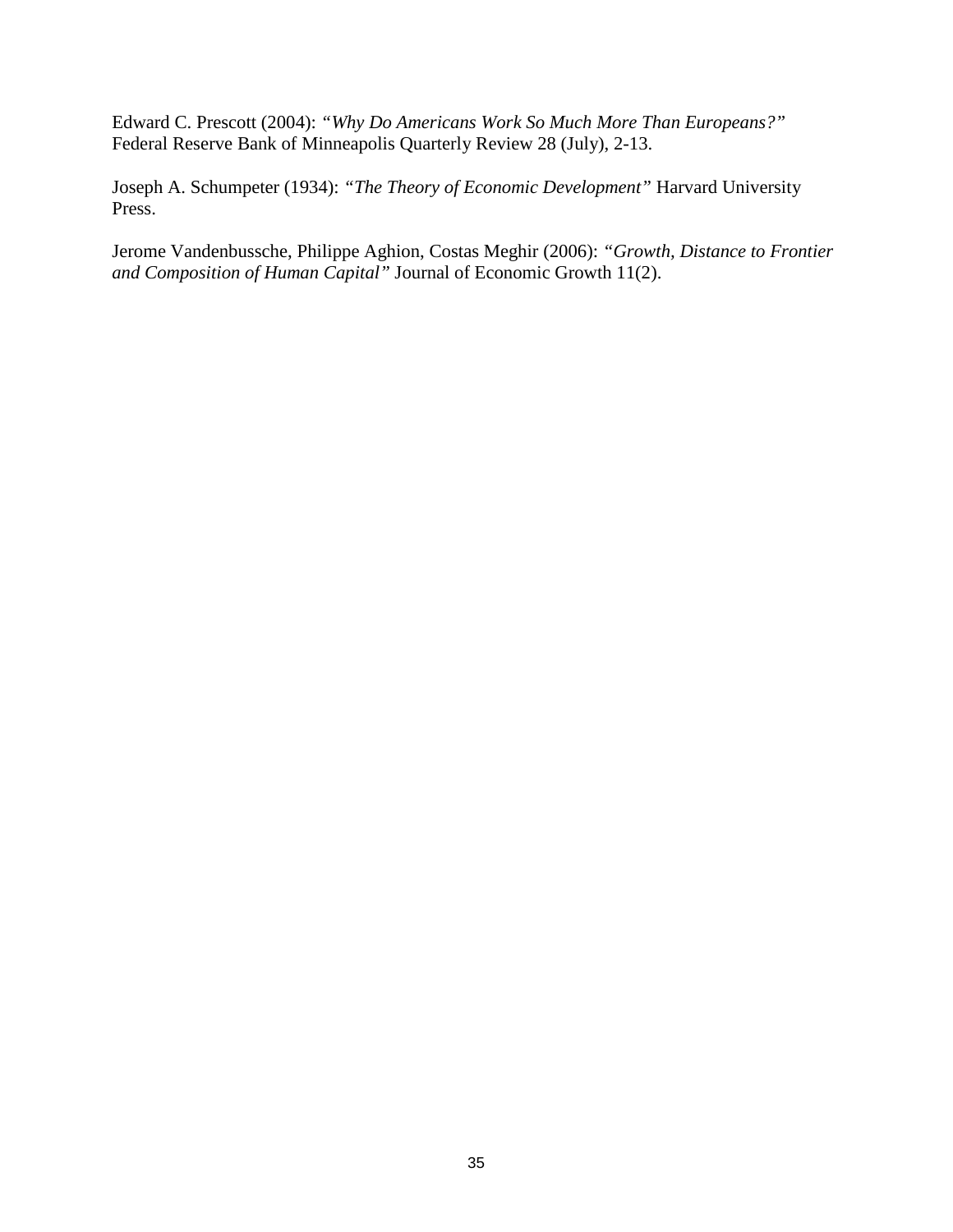Edward C. Prescott (2004): *"Why Do Americans Work So Much More Than Europeans?"* Federal Reserve Bank of Minneapolis Quarterly Review 28 (July), 2-13.

Joseph A. Schumpeter (1934): *"The Theory of Economic Development"* Harvard University Press.

Jerome Vandenbussche, Philippe Aghion, Costas Meghir (2006): *"Growth, Distance to Frontier and Composition of Human Capital"* Journal of Economic Growth 11(2).